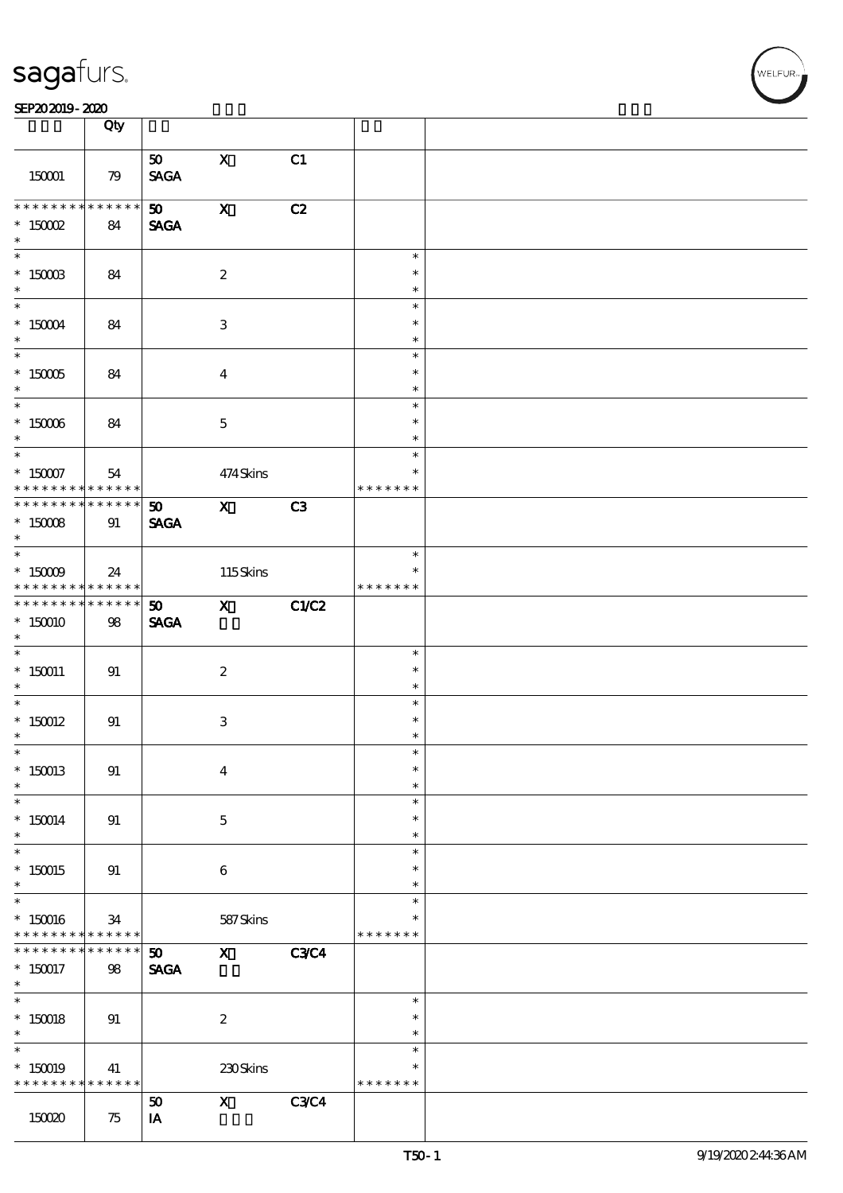sagafurs.

SEP20 2019 - 2020

| | Qty | | | | | |
|---|---|---|---|---|---|---|
| 150001 | 79 | 50 SAGA | X | C1 | | |
| * * * * * * * * * * * * * * * 150002 * | 84 | 50 SAGA | X | C2 | | |
| * * 150003 * | 84 | | 2 | | * * * | |
| * * 150004 * | 84 | | 3 | | * * * | |
| * * 150005 * | 84 | | 4 | | * * * | |
| * * 150006 * | 84 | | 5 | | * * * | |
| * * 150007 * * * * * * * * * * * * * * | 54 | | 474 Skins | | * * * * * * * * | |
| * * * * * * * * * * * * * * * 150008 * | 91 | 50 SAGA | X | C3 | | |
| * * 150009 * * * * * * * * * * * * * * | 24 | | 115 Skins | | * * * * * * * * | |
| * * * * * * * * * * * * * * * 150010 * | 98 | 50 SAGA | X | C1/C2 | | |
| * * 150011 * | 91 | | 2 | | * * * | |
| * * 150012 * | 91 | | 3 | | * * * | |
| * * 150013 * | 91 | | 4 | | * * * | |
| * * 150014 * | 91 | | 5 | | * * * | |
| * * 150015 * | 91 | | 6 | | * * * | |
| * * 150016 * * * * * * * * * * * * * * | 34 | | 587 Skins | | * * * * * * * * | |
| * * * * * * * * * * * * * * * 150017 * | 98 | 50 SAGA | X | C3/C4 | | |
| * * 150018 * | 91 | | 2 | | * * * | |
| * * 150019 * * * * * * * * * * * * * * | 41 | | 230 Skins | | * * * * * * * * | |
| 150020 | 75 | 50 IA | X | C3/C4 | | |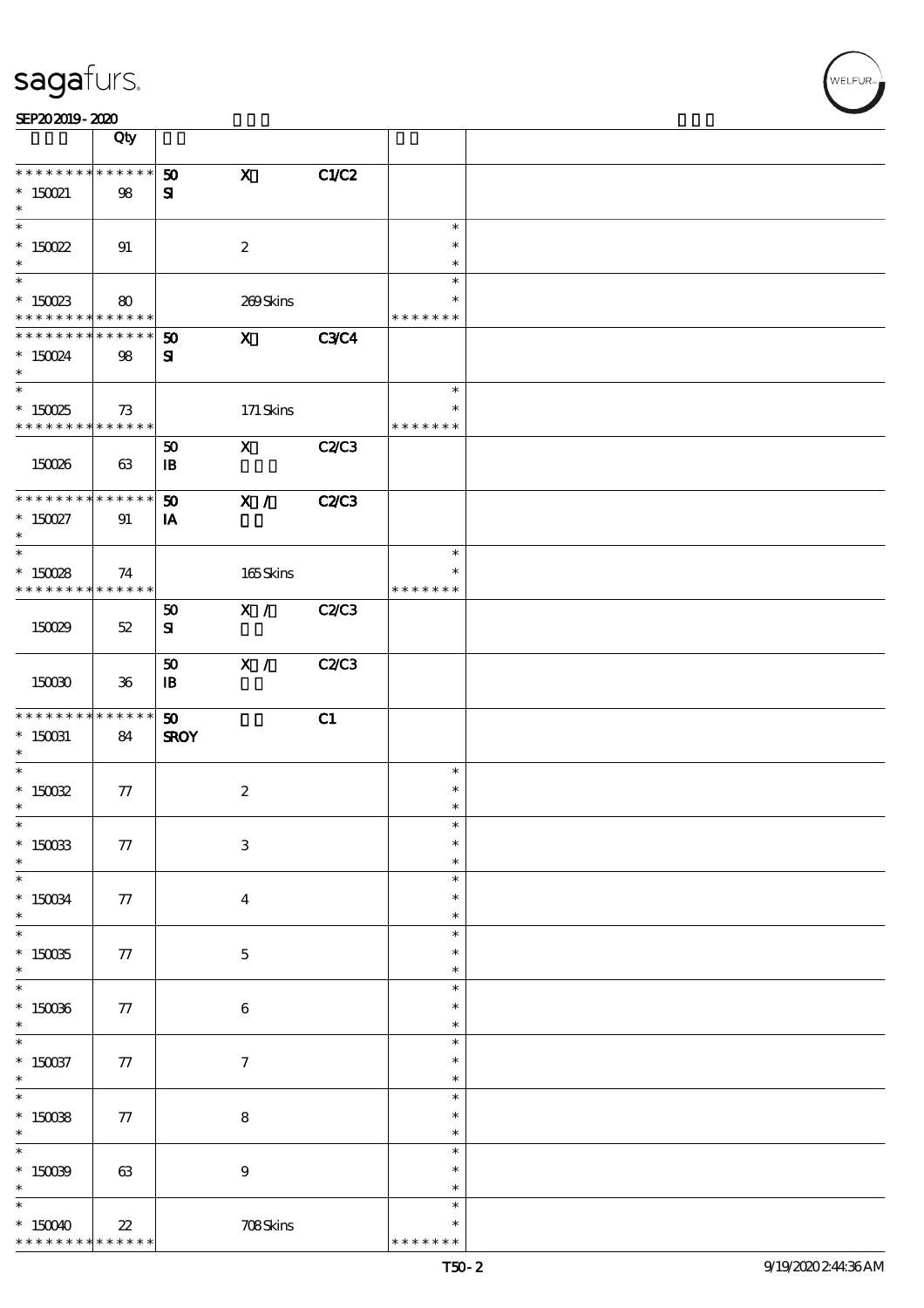| | Qty | | | | | |
|---|---|---|---|---|---|---|
| * * * * * * * * * * * * * * <br> * 150021 <br> * | 98 | 50 <br> SI | X | C1/C2 | | |
| * <br> * 150022 <br> * | 91 | | 2 | | * <br> * <br> * | |
| * <br> * 150023 <br> * * * * * * * * * * * * * * | 80 | | 269 Skins | | * <br> * <br> * * * * * * * | |
| * * * * * * * * * * * * * * <br> * 150024 <br> * | 98 | 50 <br> SI | X | C3/C4 | | |
| * <br> * 150025 <br> * * * * * * * * * * * * * * | 73 | | 171 Skins | | * <br> * <br> * * * * * * * | |
| 150026 | 63 | 50 <br> IB | X | C2/C3 | | |
| * * * * * * * * * * * * * * <br> * 150027 <br> * | 91 | 50 <br> IA | X / | C2/C3 | | |
| * <br> * 150028 <br> * * * * * * * * * * * * * * | 74 | | 165 Skins | | * <br> * <br> * * * * * * * | |
| 150029 | 52 | 50 <br> SI | X / | C2/C3 | | |
| 150030 | 36 | 50 <br> IB | X / | C2/C3 | | |
| * * * * * * * * * * * * * * <br> * 150031 <br> * | 84 | 50 <br> SROY | | C1 | | |
| * <br> * 150032 <br> * | 77 | | 2 | | * <br> * <br> * | |
| * <br> * 150033 <br> * | 77 | | 3 | | * <br> * <br> * | |
| * <br> * 150034 <br> * | 77 | | 4 | | * <br> * <br> * | |
| * <br> * 150035 <br> * | 77 | | 5 | | * <br> * <br> * | |
| * <br> * 150036 <br> * | 77 | | 6 | | * <br> * <br> * | |
| * <br> * 150037 <br> * | 77 | | 7 | | * <br> * <br> * | |
| * <br> * 150038 <br> * | 77 | | 8 | | * <br> * <br> * | |
| * <br> * 150039 <br> * | 63 | | 9 | | * <br> * <br> * | |
| * <br> * 150040 <br> * * * * * * * * * * * * * * | 22 | | 708 Skins | | * <br> * <br> * * * * * * * | |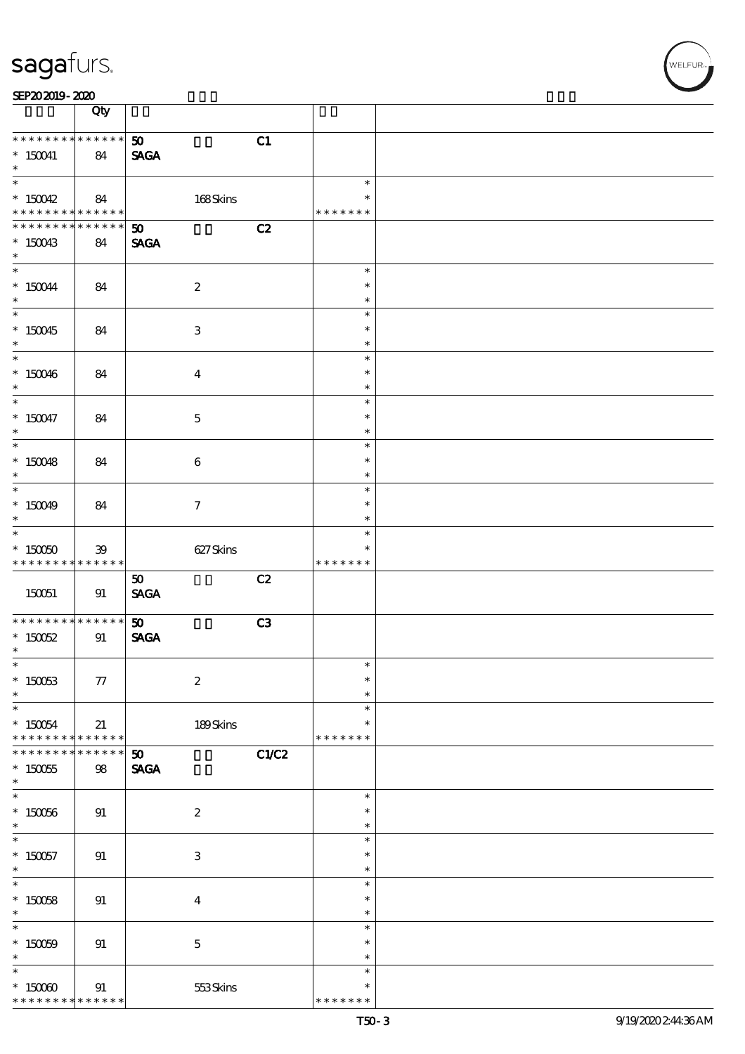| | Qty | | | | |
|---|---|---|---|---|---|
| * * * * * * * * * * * * * * | | 50 | | C1 | |
| * 150041 | 84 | SAGA | | | |
| * | | | | | |
| * | | | | * | |
| * 150042 | 84 | | 168 Skins | * | |
| * * * * * * * * * * * * * * | | | | * * * * * * * | |
| * * * * * * * * * * * * * * | | 50 | | C2 | |
| * 150043 | 84 | SAGA | | | |
| * | | | | | |
| * 150044 | 84 | | 2 | * | |
| * 150045 | 84 | | 3 | * | |
| * 150046 | 84 | | 4 | * | |
| * 150047 | 84 | | 5 | * | |
| * 150048 | 84 | | 6 | * | |
| * 150049 | 84 | | 7 | * | |
| * 150050 | 39 | | 627 Skins | * | |
| * * * * * * * * * * * * * * | | | | * * * * * * * | |
| | | 50 | | C2 | |
| 150051 | 91 | SAGA | | | |
| * * * * * * * * * * * * * * | | 50 | | C3 | |
| * 150052 | 91 | SAGA | | | |
| * 150053 | 77 | | 2 | * | |
| * 150054 | 21 | | 189 Skins | * | |
| * * * * * * * * * * * * * * | | | | * * * * * * * | |
| * * * * * * * * * * * * * * | | 50 | | C1/C2 | |
| * 150055 | 98 | SAGA | | | |
| * 150056 | 91 | | 2 | * | |
| * 150057 | 91 | | 3 | * | |
| * 150058 | 91 | | 4 | * | |
| * 150059 | 91 | | 5 | * | |
| * 150060 | 91 | | 553 Skins | * | |
| * * * * * * * * * * * * * * | | | | * * * * * * * | |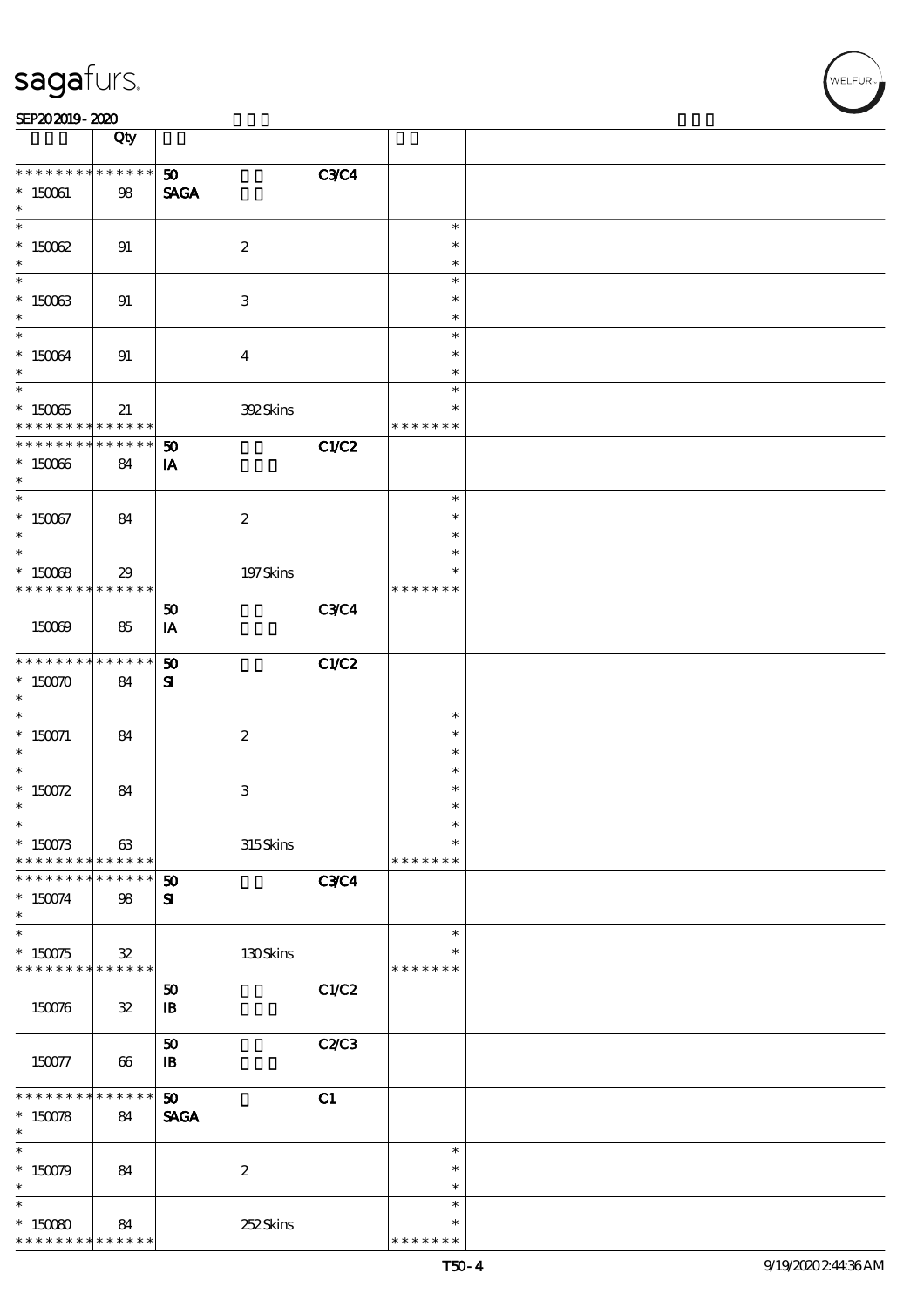| | Qty | | | | | |
|---|---|---|---|---|---|---|
| * * * * * * * * * * * * * * | | 50 | | C3/C4 | | |
| * 150061 | 98 | SAGA | | | | |
| * | | | | | | |
| * 150062 | 91 | | 2 | | * | |
| * | | | | | | |
| * 150063 | 91 | | 3 | | * | |
| * | | | | | | |
| * 150064 | 91 | | 4 | | * | |
| * | | | | | | |
| * 150065 | 21 | | 392 Skins | | * * * * * * * | |
| * * * * * * * * * * * * * * | | 50 | | C1/C2 | | |
| * 150066 | 84 | IA | | | | |
| * | | | | | | |
| * 150067 | 84 | | 2 | | * | |
| * | | | | | | |
| * 150068 | 29 | | 197 Skins | | * * * * * * * | |
| 150069 | 85 | 50<br>IA | | C3/C4 | | |
| * * * * * * * * * * * * * * | | 50 | | C1/C2 | | |
| * 150070 | 84 | SI | | | | |
| * | | | | | | |
| * 150071 | 84 | | 2 | | * | |
| * | | | | | | |
| * 150072 | 84 | | 3 | | * | |
| * | | | | | | |
| * 150073 | 63 | | 315 Skins | | * * * * * * * | |
| * * * * * * * * * * * * * * | | 50 | | C3/C4 | | |
| * 150074 | 98 | SI | | | | |
| * | | | | | | |
| * 150075 | 32 | | 130 Skins | | * * * * * * * | |
| 150076 | 32 | 50<br>IB | | C1/C2 | | |
| 150077 | 66 | 50<br>IB | | C2/C3 | | |
| * * * * * * * * * * * * * * | | 50 | | C1 | | |
| * 150078 | 84 | SAGA | | | | |
| * | | | | | | |
| * 150079 | 84 | | 2 | | * | |
| * | | | | | | |
| * 150080 | 84 | | 252 Skins | | * * * * * * * | |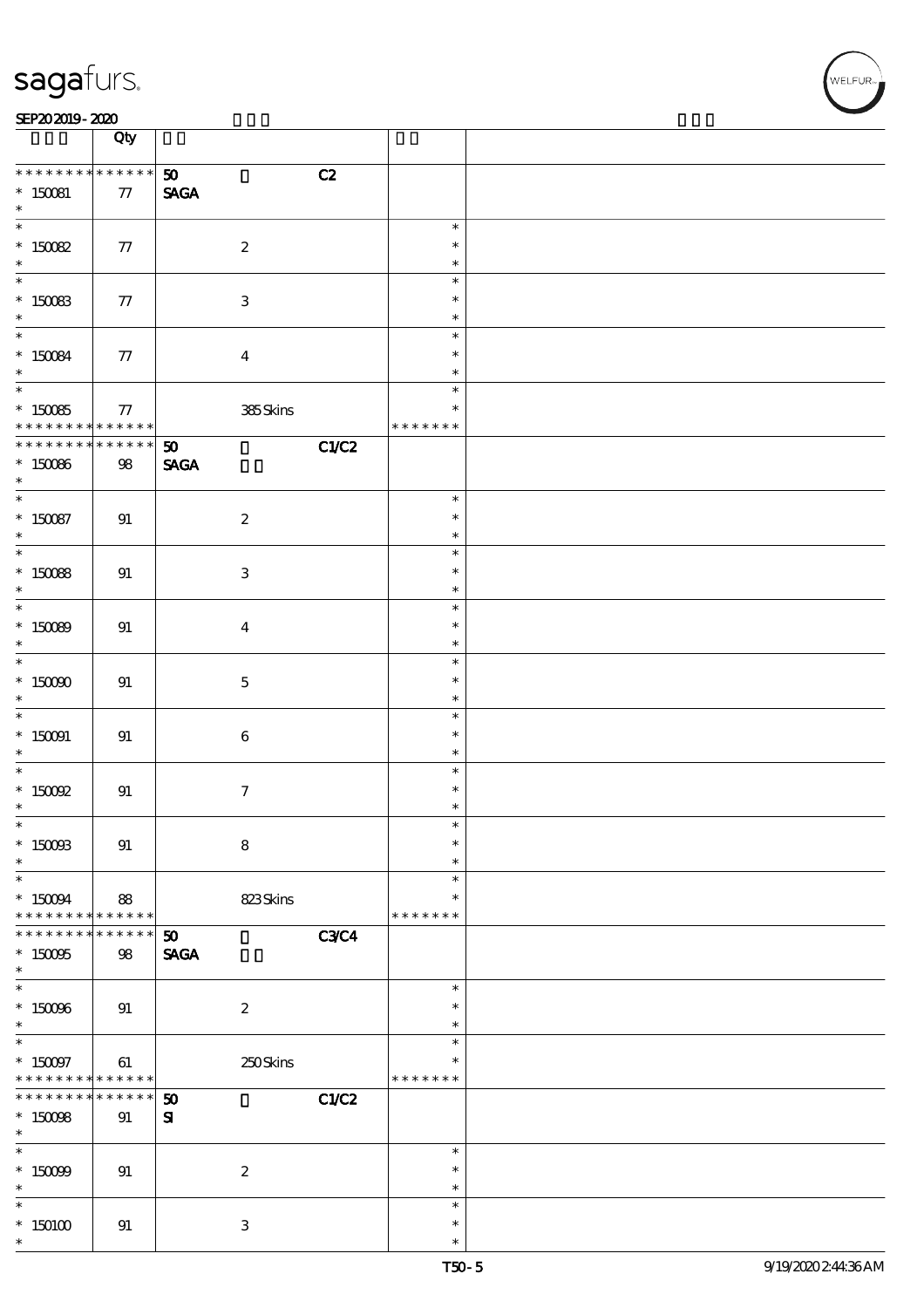| | Qty | | | | |
|---|---|---|---|---|---|
| * * * * * * * * * * * * * * | | 50 | | C2 | | |
| * 150081 | 77 | SAGA | | | | |
| * 150082 | 77 | | 2 | | | |
| * 150083 | 77 | | 3 | | | |
| * 150084 | 77 | | 4 | | | |
| * 150085 | 77 | | 385 Skins | | * * * * * * * | |
| * * * * * * * * * * * * * * | | 50 | | C1/C2 | | |
| * 150086 | 98 | SAGA | | | | |
| * 150087 | 91 | | 2 | | | |
| * 150088 | 91 | | 3 | | | |
| * 150089 | 91 | | 4 | | | |
| * 150090 | 91 | | 5 | | | |
| * 150091 | 91 | | 6 | | | |
| * 150092 | 91 | | 7 | | | |
| * 150093 | 91 | | 8 | | | |
| * 150094 | 88 | | 823 Skins | | * * * * * * * | |
| * * * * * * * * * * * * * * | | 50 | | C3/C4 | | |
| * 150095 | 98 | SAGA | | | | |
| * 150096 | 91 | | 2 | | | |
| * 150097 | 61 | | 250 Skins | | * * * * * * * | |
| * * * * * * * * * * * * * * | | 50 | | C1/C2 | | |
| * 150098 | 91 | SI | | | | |
| * 150099 | 91 | | 2 | | | |
| * 150100 | 91 | | 3 | | | |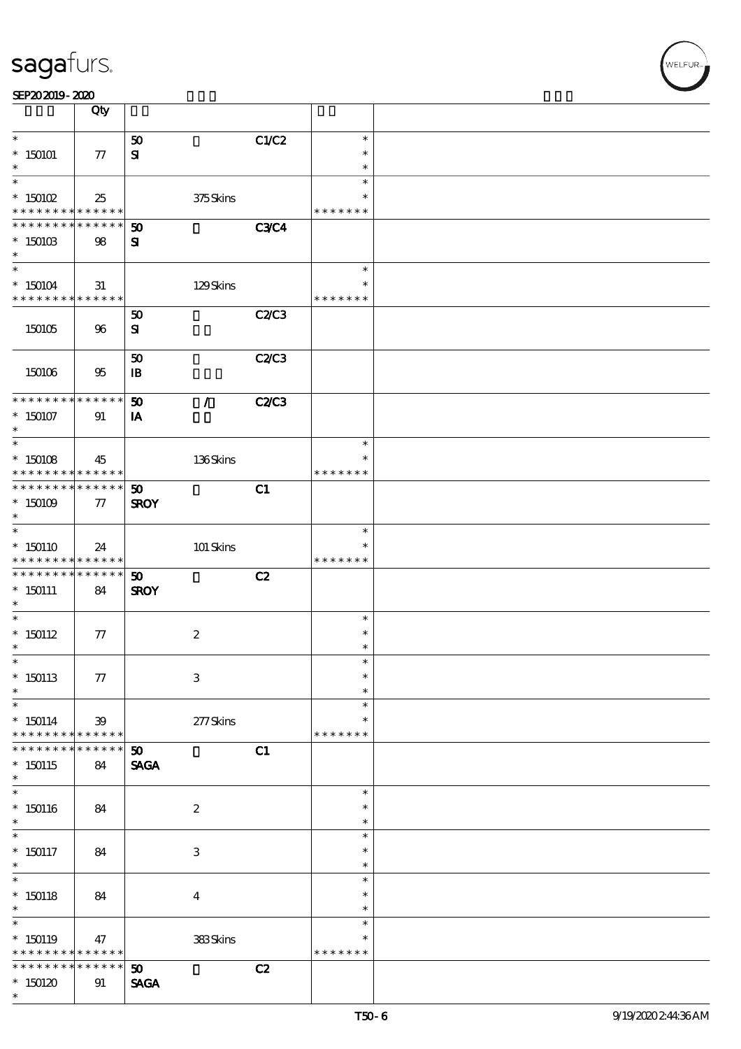| | Qty | | | | | |
|---|---|---|---|---|---|---|
| * <br> * 150101 <br> * | 77 | 50 <br> SI | | C1/C2 | * <br> * <br> * | |
| * <br> * 150102 <br> * * * * * * * * * * * * * * | 25 | | 375 Skins | | * <br> * <br> * * * * * * * | |
| * * * * * * * * * * * * * * <br> * 150103 <br> * | 98 | 50 <br> SI | | C3/C4 | | |
| * <br> * 150104 <br> * * * * * * * * * * * * * * | 31 | | 129 Skins | | * <br> * <br> * * * * * * * | |
| 150105 | 96 | 50 <br> SI | | C2/C3 | | |
| 150106 | 95 | 50 <br> IB | | C2/C3 | | |
| * * * * * * * * * * * * * * <br> * 150107 <br> * | 91 | 50 <br> IA | / | C2/C3 | | |
| * <br> * 150108 <br> * * * * * * * * * * * * * * | 45 | | 136 Skins | | * <br> * <br> * * * * * * * | |
| * * * * * * * * * * * * * * <br> * 150109 <br> * | 77 | 50 <br> SROY | | C1 | | |
| * <br> * 150110 <br> * * * * * * * * * * * * * * | 24 | | 101 Skins | | * <br> * <br> * * * * * * * | |
| * * * * * * * * * * * * * * <br> * 150111 <br> * | 84 | 50 <br> SROY | | C2 | | |
| * <br> * 150112 <br> * | 77 | | 2 | | * <br> * <br> * | |
| * <br> * 150113 <br> * | 77 | | 3 | | * <br> * <br> * | |
| * <br> * 150114 <br> * * * * * * * * * * * * * * | 39 | | 277 Skins | | * <br> * <br> * * * * * * * | |
| * * * * * * * * * * * * * * <br> * 150115 <br> * | 84 | 50 <br> SAGA | | C1 | | |
| * <br> * 150116 <br> * | 84 | | 2 | | * <br> * <br> * | |
| * <br> * 150117 <br> * | 84 | | 3 | | * <br> * <br> * | |
| * <br> * 150118 <br> * | 84 | | 4 | | * <br> * <br> * | |
| * <br> * 150119 <br> * * * * * * * * * * * * * * | 47 | | 383 Skins | | * <br> * <br> * * * * * * * | |
| * * * * * * * * * * * * * * <br> * 150120 <br> * | 91 | 50 <br> SAGA | | C2 | | |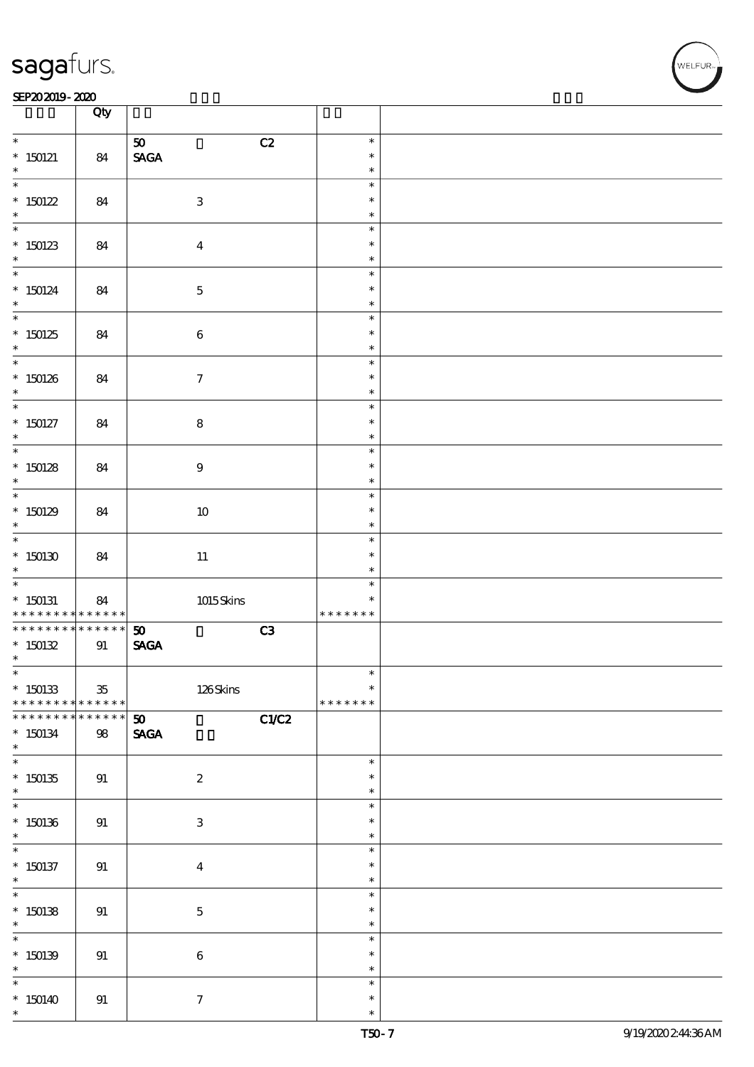| | Qty | | | |
|---|---|---|---|---|
| * 150121 * | 84 | 50 SAGA | C2 | * * * |
| * 150122 * | 84 | 3 | | * * * |
| * 150123 * | 84 | 4 | | * * * |
| * 150124 * | 84 | 5 | | * * * |
| * 150125 * | 84 | 6 | | * * * |
| * 150126 * | 84 | 7 | | * * * |
| * 150127 * | 84 | 8 | | * * * |
| * 150128 * | 84 | 9 | | * * * |
| * 150129 * | 84 | 10 | | * * * |
| * 150130 * | 84 | 11 | | * * * |
| * 150131 * * * * * * * * * * * * * | 84 | 1015 Skins | | * * * * * * * * * |
| * * * * * * * * * * * * * * 150132 * | 91 | 50 SAGA | C3 | |
| * 150133 * * * * * * * * * * * * * | 35 | 126 Skins | | * * * * * * * * * |
| * * * * * * * * * * * * * * 150134 * | 98 | 50 SAGA | C1/C2 | |
| * 150135 * | 91 | 2 | | * * * |
| * 150136 * | 91 | 3 | | * * * |
| * 150137 * | 91 | 4 | | * * * |
| * 150138 * | 91 | 5 | | * * * |
| * 150139 * | 91 | 6 | | * * * |
| * 150140 * | 91 | 7 | | * * * |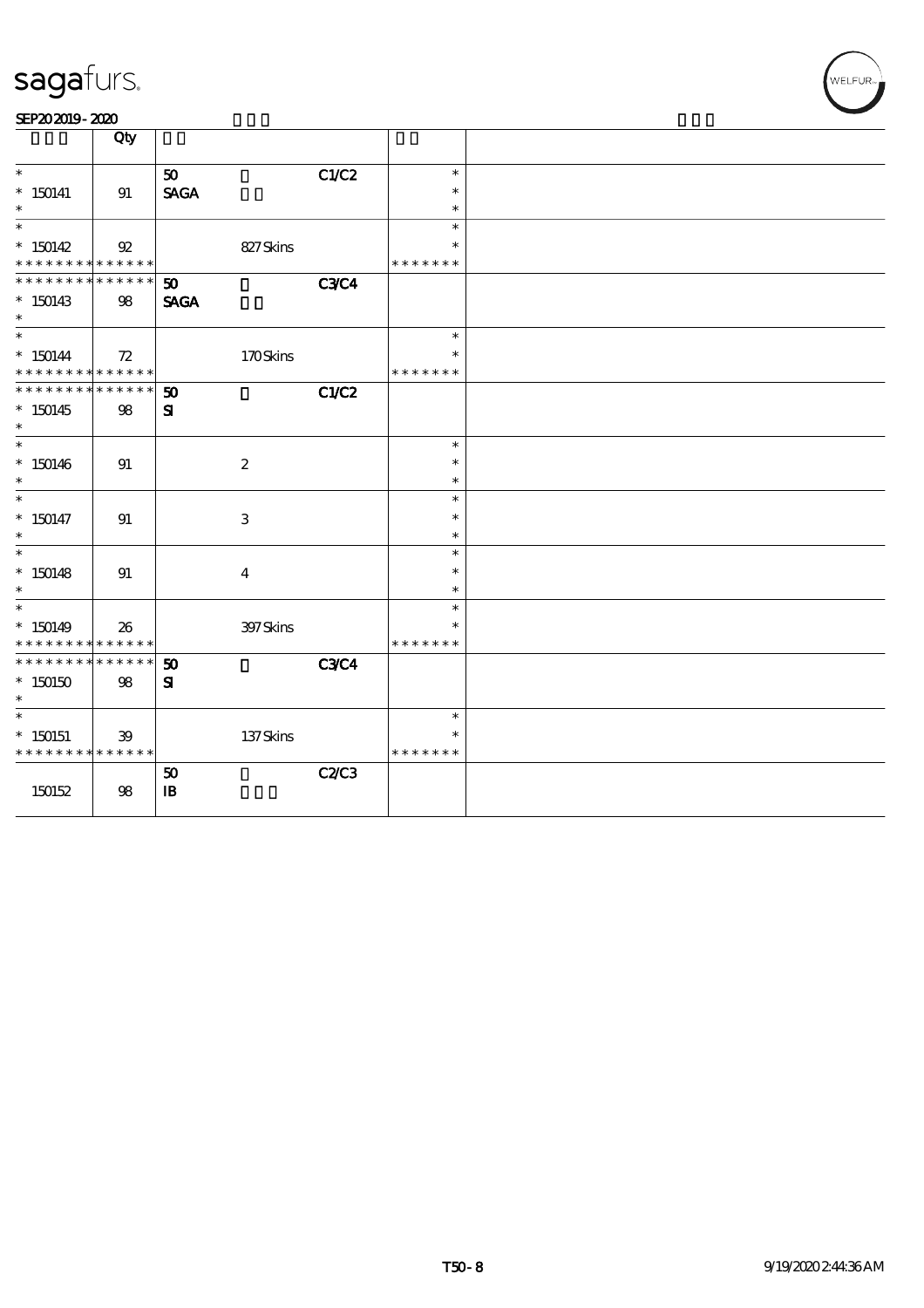# sagafurs.

SEP20 2019 - 2020

| | Qty | | | | | |
|---|---|---|---|---|---|---|
| * <br> * 150141 <br> * | 91 | 50 <br> SAGA | | C1/C2 | * <br> * <br> * | |
| * <br> * 150142 <br> * * * * * * * * * * * * * * | 92 | | 827 Skins | | * <br> * <br> * * * * * * * | |
| * * * * * * * * * * * * * * <br> * 150143 <br> * | 98 | 50 <br> SAGA | | C3/C4 | | |
| * <br> * 150144 <br> * * * * * * * * * * * * * * | 72 | | 170 Skins | | * <br> * <br> * * * * * * * | |
| * * * * * * * * * * * * * * <br> * 150145 <br> * | 98 | 50 <br> SI | | C1/C2 | | |
| * <br> * 150146 <br> * | 91 | | 2 | | * <br> * <br> * | |
| * <br> * 150147 <br> * | 91 | | 3 | | * <br> * <br> * | |
| * <br> * 150148 <br> * | 91 | | 4 | | * <br> * <br> * | |
| * <br> * 150149 <br> * * * * * * * * * * * * * * | 26 | | 397 Skins | | * <br> * <br> * * * * * * * | |
| * * * * * * * * * * * * * * <br> * 150150 <br> * | 98 | 50 <br> SI | | C3/C4 | | |
| * <br> * 150151 <br> * * * * * * * * * * * * * * | 39 | | 137 Skins | | * <br> * <br> * * * * * * * | |
| 150152 | 98 | 50 <br> IB | | C2/C3 | | |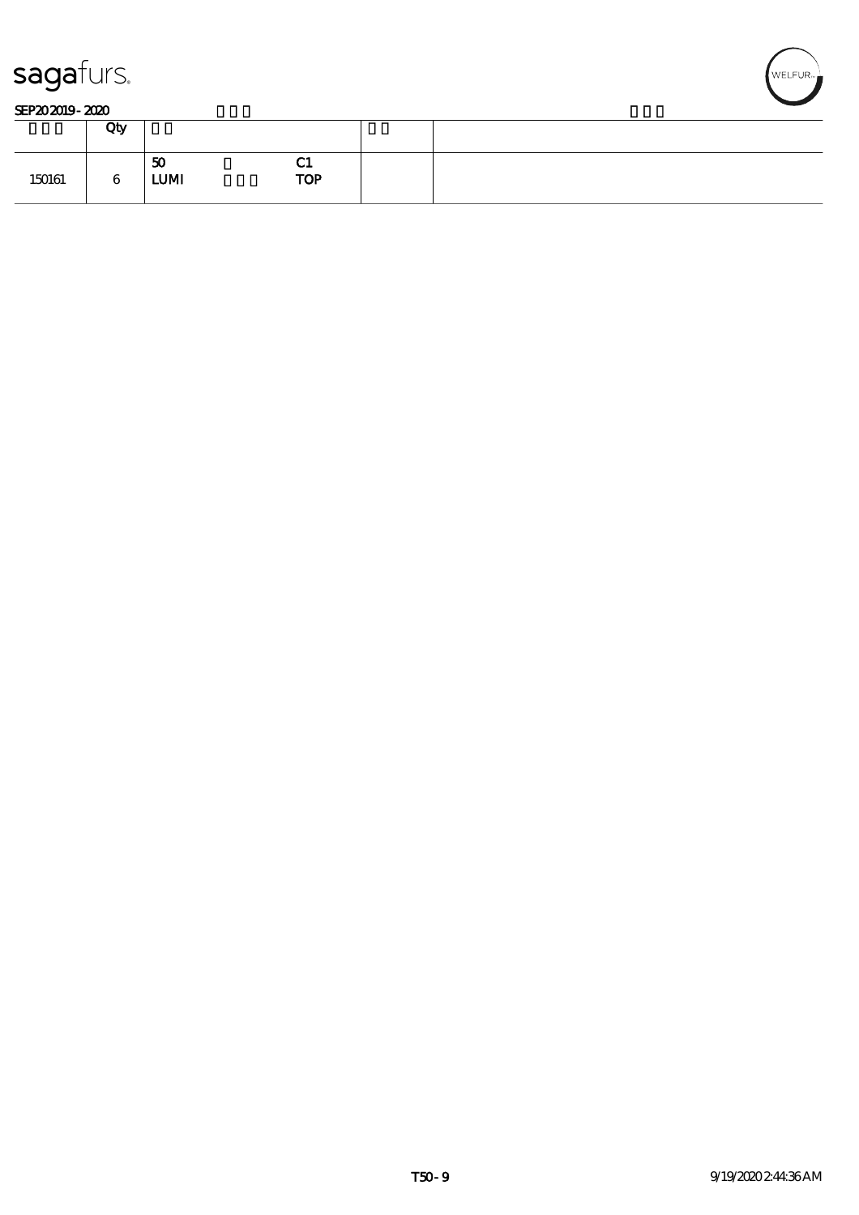| Lot | Qty | | | | | |
|---|---|---|---|---|---|---|
| 150161 | 6 | 50<br>LUMI | | C1<br>TOP | | |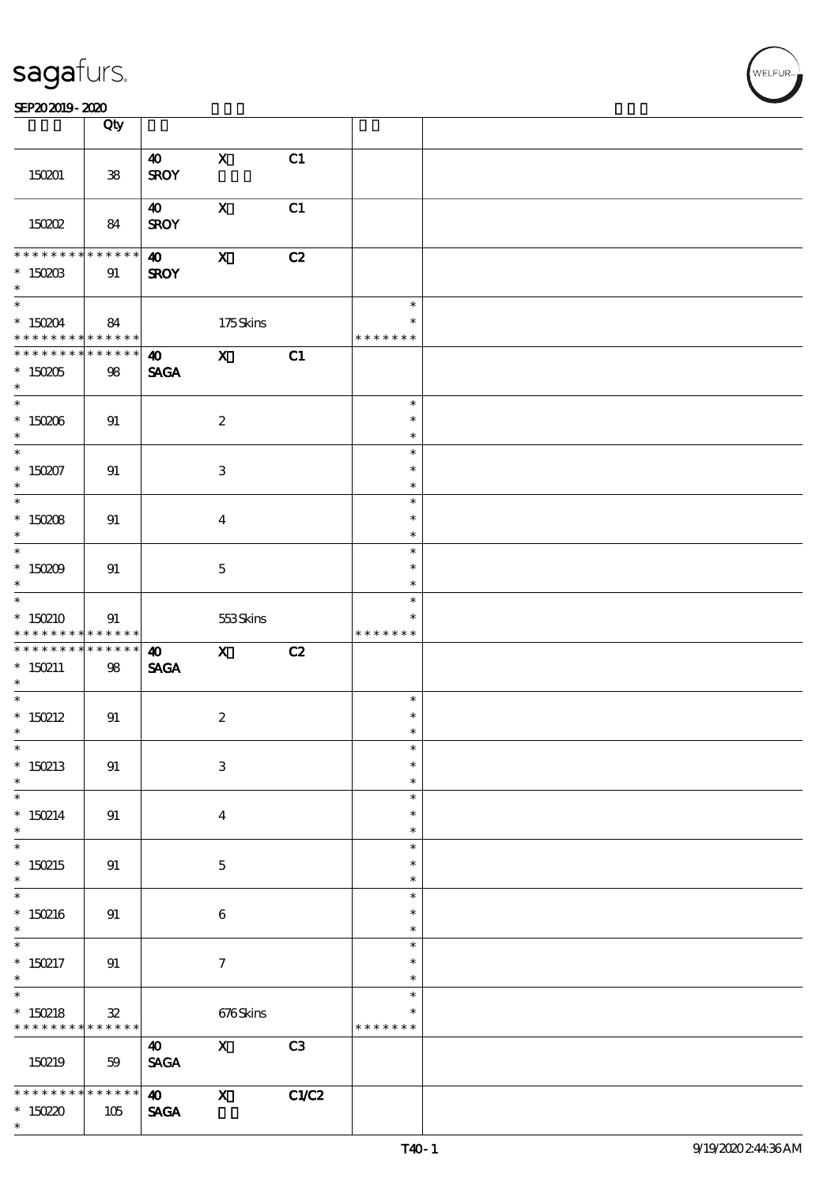| | Qty | | | | | |
|---|---|---|---|---|---|---|
| 150201 | 38 | 40 SROY | X | C1 | | |
| 150202 | 84 | 40 SROY | X | C1 | | |
| * * * * * * * * * * * * * * 150203 * | 91 | 40 SROY | X | C2 | | |
| * * 150204 * * * * * * * * * * * * * | 84 | | 175 Skins | | * * * * * * * * * | |
| * * * * * * * * * * * * * * 150205 * | 98 | 40 SAGA | X | C1 | | |
| * * 150206 * | 91 | | 2 | | * * * | |
| * * 150207 * | 91 | | 3 | | * * * | |
| * * 150208 * | 91 | | 4 | | * * * | |
| * * 150209 * | 91 | | 5 | | * * * | |
| * * 150210 * * * * * * * * * * * * * | 91 | | 553 Skins | | * * * * * * * * * | |
| * * * * * * * * * * * * * * 150211 * | 98 | 40 SAGA | X | C2 | | |
| * * 150212 * | 91 | | 2 | | * * * | |
| * * 150213 * | 91 | | 3 | | * * * | |
| * * 150214 * | 91 | | 4 | | * * * | |
| * * 150215 * | 91 | | 5 | | * * * | |
| * * 150216 * | 91 | | 6 | | * * * | |
| * * 150217 * | 91 | | 7 | | * * * | |
| * * 150218 * * * * * * * * * * * * * | 32 | | 676 Skins | | * * * * * * * * * | |
| 150219 | 59 | 40 SAGA | X | C3 | | |
| * * * * * * * * * * * * * * 150220 * | 105 | 40 SAGA | X | C1/C2 | | |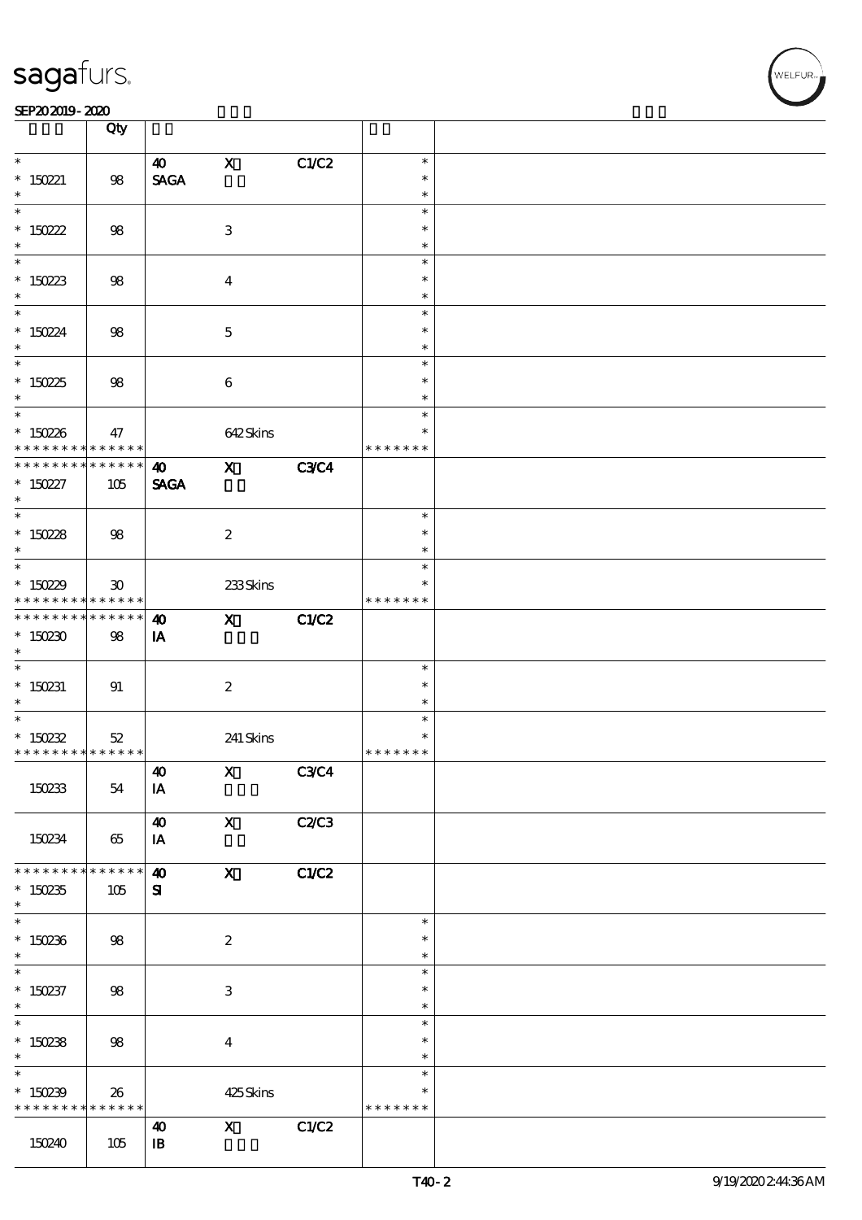| | Qty | | | | | |
|---|---|---|---|---|---|---|
| * 150221 * | 98 | 40 SAGA | X | C1/C2 | * * * | |
| * 150222 * | 98 | | 3 | | * * * | |
| * 150223 * | 98 | | 4 | | * * * | |
| * 150224 * | 98 | | 5 | | * * * | |
| * 150225 * | 98 | | 6 | | * * * | |
| * 150226 * * * * * * * * * * * * * | 47 | | 642 Skins | | * * * * * * * * * | |
| * * * * * * * * * * * * * * 150227 * | 105 | 40 SAGA | X | C3/C4 | | |
| * 150228 * | 98 | | 2 | | * * * | |
| * 150229 * * * * * * * * * * * * * | 30 | | 233 Skins | | * * * * * * * * * | |
| * * * * * * * * * * * * * * 150230 * | 98 | 40 IA | X | C1/C2 | | |
| * 150231 * | 91 | | 2 | | * * * | |
| * 150232 * * * * * * * * * * * * * | 52 | | 241 Skins | | * * * * * * * * * | |
| 150233 | 54 | 40 IA | X | C3/C4 | | |
| 150234 | 65 | 40 IA | X | C2/C3 | | |
| * * * * * * * * * * * * * * 150235 * | 105 | 40 SI | X | C1/C2 | | |
| * 150236 * | 98 | | 2 | | * * * | |
| * 150237 * | 98 | | 3 | | * * * | |
| * 150238 * | 98 | | 4 | | * * * | |
| * 150239 * * * * * * * * * * * * * | 26 | | 425 Skins | | * * * * * * * * * | |
| 150240 | 105 | 40 IB | X | C1/C2 | | |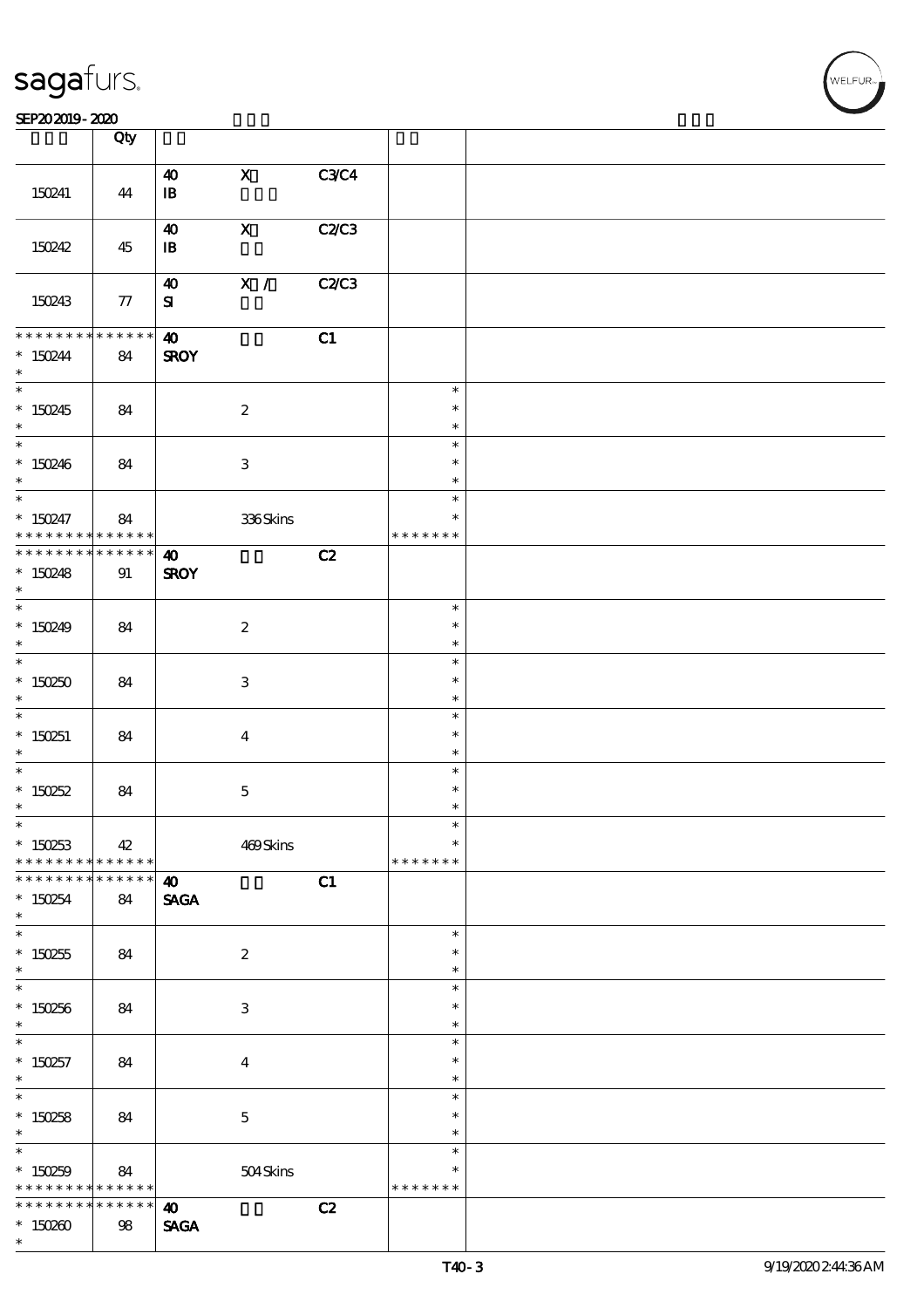| | Qty | | | | | |
|---|---|---|---|---|---|---|
| 150241 | 44 | 40<br>IB | X | C3/C4 | | |
| 150242 | 45 | 40<br>IB | X | C2/C3 | | |
| 150243 | 77 | 40<br>SI | X / | C2/C3 | | |
| * * * * * * * * * * * * * *<br>* 150244<br>* | 84 | 40<br>SROY | | C1 | | |
| *<br>* 150245<br>* | 84 | | 2 | | *<br>*<br>* | |
| *<br>* 150246<br>* | 84 | | 3 | | *<br>*<br>* | |
| *<br>* 150247<br>* * * * * * * * * * * * * * | 84 | | 336 Skins | | *<br>*<br>* * * * * * * | |
| * * * * * * * * * * * * * *<br>* 150248<br>* | 91 | 40<br>SROY | | C2 | | |
| *<br>* 150249<br>* | 84 | | 2 | | *<br>*<br>* | |
| *<br>* 150250<br>* | 84 | | 3 | | *<br>*<br>* | |
| *<br>* 150251<br>* | 84 | | 4 | | *<br>*<br>* | |
| *<br>* 150252<br>* | 84 | | 5 | | *<br>*<br>* | |
| *<br>* 150253<br>* * * * * * * * * * * * * * | 42 | | 469 Skins | | *<br>*<br>* * * * * * * | |
| * * * * * * * * * * * * * *<br>* 150254<br>* | 84 | 40<br>SAGA | | C1 | | |
| *<br>* 150255<br>* | 84 | | 2 | | *<br>*<br>* | |
| *<br>* 150256<br>* | 84 | | 3 | | *<br>*<br>* | |
| *<br>* 150257<br>* | 84 | | 4 | | *<br>*<br>* | |
| *<br>* 150258<br>* | 84 | | 5 | | *<br>*<br>* | |
| *<br>* 150259<br>* * * * * * * * * * * * * * | 84 | | 504 Skins | | *<br>*<br>* * * * * * * | |
| * * * * * * * * * * * * * *<br>* 150260<br>* | 98 | 40<br>SAGA | | C2 | | |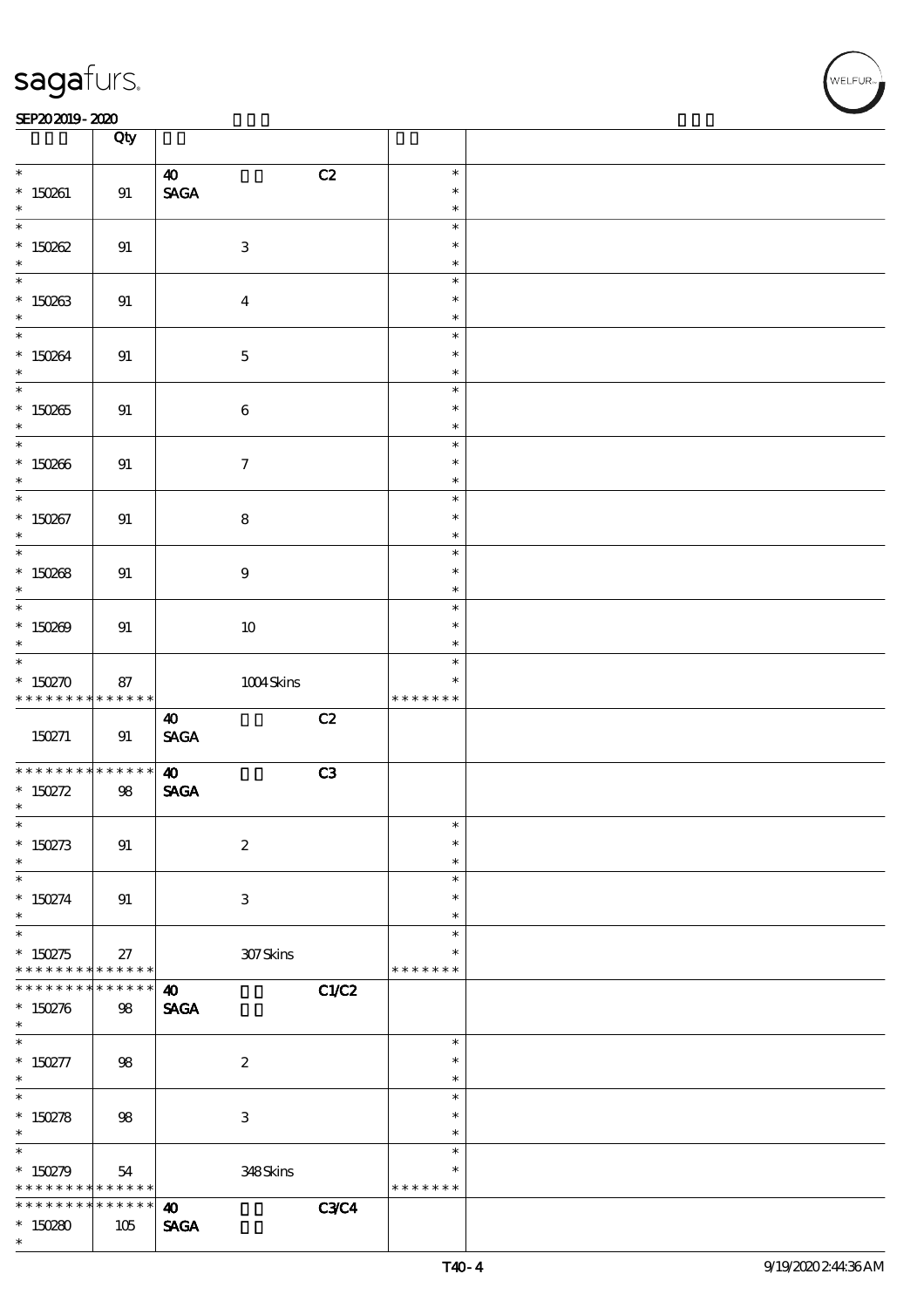| | Qty | | | | |
|---|---|---|---|---|---|
| * <br> * 150261 <br> * | 91 | 40 <br> SAGA | C2 | * <br> * <br> * | |
| * <br> * 150262 <br> * | 91 | 3 | | * <br> * <br> * | |
| * <br> * 150263 <br> * | 91 | 4 | | * <br> * <br> * | |
| * <br> * 150264 <br> * | 91 | 5 | | * <br> * <br> * | |
| * <br> * 150265 <br> * | 91 | 6 | | * <br> * <br> * | |
| * <br> * 150266 <br> * | 91 | 7 | | * <br> * <br> * | |
| * <br> * 150267 <br> * | 91 | 8 | | * <br> * <br> * | |
| * <br> * 150268 <br> * | 91 | 9 | | * <br> * <br> * | |
| * <br> * 150269 <br> * | 91 | 10 | | * <br> * <br> * | |
| * <br> * 150270 <br> * * * * * * * * * * * * * | 87 | 1004 Skins | | * <br> * <br> * * * * * * * | |
| 150271 | 91 | 40 <br> SAGA | C2 | | |
| * * * * * * * * * * * * * <br> * 150272 <br> * | 98 | 40 <br> SAGA | C3 | | |
| * <br> * 150273 <br> * | 91 | 2 | | * <br> * <br> * | |
| * <br> * 150274 <br> * | 91 | 3 | | * <br> * <br> * | |
| * <br> * 150275 <br> * * * * * * * * * * * * * | 27 | 307 Skins | | * <br> * <br> * * * * * * * | |
| * * * * * * * * * * * * * <br> * 150276 <br> * | 98 | 40 <br> SAGA | C1/C2 | | |
| * <br> * 150277 <br> * | 98 | 2 | | * <br> * <br> * | |
| * <br> * 150278 <br> * | 98 | 3 | | * <br> * <br> * | |
| * <br> * 150279 <br> * * * * * * * * * * * * * | 54 | 348 Skins | | * <br> * <br> * * * * * * * | |
| * * * * * * * * * * * * * <br> * 150280 <br> * | 105 | 40 <br> SAGA | C3/C4 | | |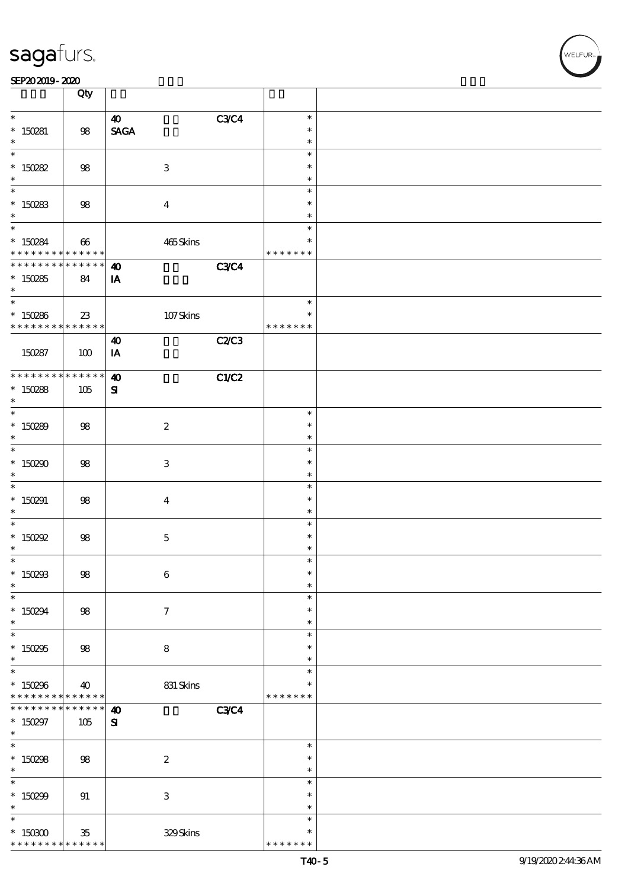| | Qty | | | | | |
|---|---|---|---|---|---|---|
| * <br> * 150281 <br> * | 98 | 40 <br> SAGA | | C3/C4 | * <br> * <br> * | |
| * <br> * 150282 <br> * | 98 | | 3 | | * <br> * <br> * | |
| * <br> * 150283 <br> * | 98 | | 4 | | * <br> * <br> * | |
| * <br> * 150284 <br> * * * * * * * * * * * * * * | 66 | | 465 Skins | | * <br> * <br> * * * * * * * | |
| * * * * * * * * * * * * * * <br> * 150285 <br> * | 84 | 40 <br> IA | | C3/C4 | | |
| * <br> * 150286 <br> * * * * * * * * * * * * * * | 23 | | 107 Skins | | * <br> * <br> * * * * * * * | |
| 150287 | 100 | 40 <br> IA | | C2/C3 | | |
| * * * * * * * * * * * * * * <br> * 150288 <br> * | 105 | 40 <br> SI | | C1/C2 | | |
| * <br> * 150289 <br> * | 98 | | 2 | | * <br> * <br> * | |
| * <br> * 150290 <br> * | 98 | | 3 | | * <br> * <br> * | |
| * <br> * 150291 <br> * | 98 | | 4 | | * <br> * <br> * | |
| * <br> * 150292 <br> * | 98 | | 5 | | * <br> * <br> * | |
| * <br> * 150293 <br> * | 98 | | 6 | | * <br> * <br> * | |
| * <br> * 150294 <br> * | 98 | | 7 | | * <br> * <br> * | |
| * <br> * 150295 <br> * | 98 | | 8 | | * <br> * <br> * | |
| * <br> * 150296 <br> * * * * * * * * * * * * * * | 40 | | 831 Skins | | * <br> * <br> * * * * * * * | |
| * * * * * * * * * * * * * * <br> * 150297 <br> * | 105 | 40 <br> SI | | C3/C4 | | |
| * <br> * 150298 <br> * | 98 | | 2 | | * <br> * <br> * | |
| * <br> * 150299 <br> * | 91 | | 3 | | * <br> * <br> * | |
| * <br> * 150300 <br> * * * * * * * * * * * * * * | 35 | | 329 Skins | | * <br> * <br> * * * * * * * | |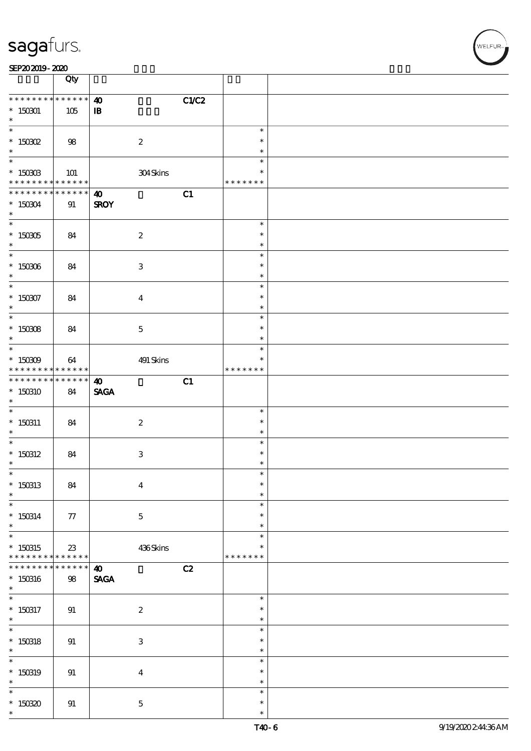| | Qty | | | | | |
|---|---|---|---|---|---|---|
| * * * * * * * * * * * * * * | 40 | | | C1/C2 | | |
| * 150301 | 105 | IB | | | | |
| * 150302 | 98 | | 2 | | * * * | |
| * 150303 | 101 | | 304 Skins | | * * * * * * * | |
| * * * * * * * * * * * * * * | 40 | | | C1 | | |
| * 150304 | 91 | SROY | | | | |
| * 150305 | 84 | | 2 | | * * * | |
| * 150306 | 84 | | 3 | | * * * | |
| * 150307 | 84 | | 4 | | * * * | |
| * 150308 | 84 | | 5 | | * * * | |
| * 150309 | 64 | | 491 Skins | | * * * * * * * | |
| * * * * * * * * * * * * * * | 40 | | | C1 | | |
| * 150310 | 84 | SAGA | | | | |
| * 150311 | 84 | | 2 | | * * * | |
| * 150312 | 84 | | 3 | | * * * | |
| * 150313 | 84 | | 4 | | * * * | |
| * 150314 | 77 | | 5 | | * * * | |
| * 150315 | 23 | | 436 Skins | | * * * * * * * | |
| * * * * * * * * * * * * * * | 40 | | | C2 | | |
| * 150316 | 98 | SAGA | | | | |
| * 150317 | 91 | | 2 | | * * * | |
| * 150318 | 91 | | 3 | | * * * | |
| * 150319 | 91 | | 4 | | * * * | |
| * 150320 | 91 | | 5 | | * * * | |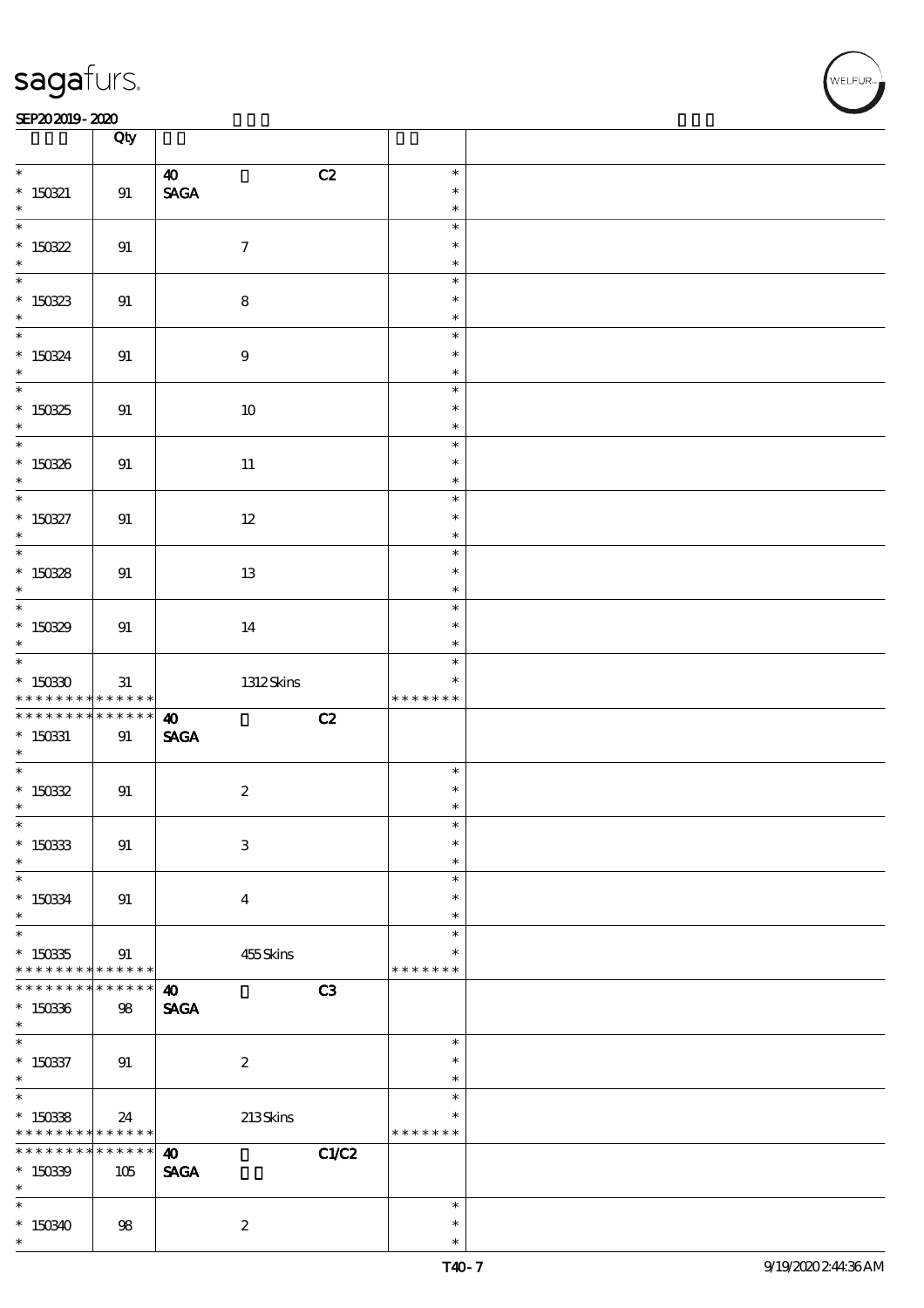| | Qty | | | | | |
|---|---|---|---|---|---|---|
| * 150321 * | 91 | 40 SAGA | | C2 | * * * | |
| * 150322 * | 91 | | 7 | | * * * | |
| * 150323 * | 91 | | 8 | | * * * | |
| * 150324 * | 91 | | 9 | | * * * | |
| * 150325 * | 91 | | 10 | | * * * | |
| * 150326 * | 91 | | 11 | | * * * | |
| * 150327 * | 91 | | 12 | | * * * | |
| * 150328 * | 91 | | 13 | | * * * | |
| * 150329 * | 91 | | 14 | | * * * | |
| * 150330 * * * * * * * * * * * * * | 31 | | 1312 Skins | | * * * * * * * * * | |
| * * * * * * * * * * * * * * 150331 * | 91 | 40 SAGA | | C2 | | |
| * 150332 * | 91 | | 2 | | * * * | |
| * 150333 * | 91 | | 3 | | * * * | |
| * 150334 * | 91 | | 4 | | * * * | |
| * 150335 * * * * * * * * * * * * * | 91 | | 455 Skins | | * * * * * * * * * | |
| * * * * * * * * * * * * * * 150336 * | 98 | 40 SAGA | | C3 | | |
| * 150337 * | 91 | | 2 | | * * * | |
| * 150338 * * * * * * * * * * * * * | 24 | | 213 Skins | | * * * * * * * * * | |
| * * * * * * * * * * * * * * 150339 * | 105 | 40 SAGA | | C1/C2 | | |
| * 150340 * | 98 | | 2 | | * * * | |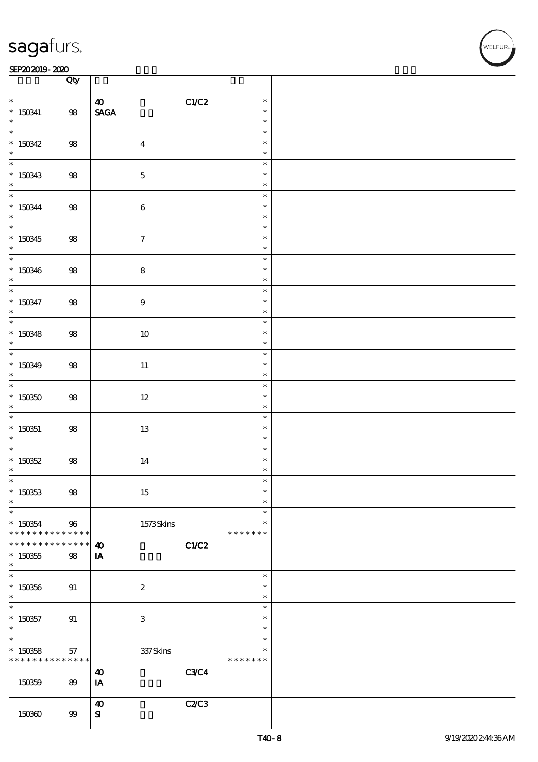| | Qty | | | | |
|---|---|---|---|---|---|
| * <br> * 150341 <br> * | 98 | 40 <br> SAGA | C1/C2 | * <br> * <br> * | |
| * <br> * 150342 <br> * | 98 | 4 | | * <br> * <br> * | |
| * <br> * 150343 <br> * | 98 | 5 | | * <br> * <br> * | |
| * <br> * 150344 <br> * | 98 | 6 | | * <br> * <br> * | |
| * <br> * 150345 <br> * | 98 | 7 | | * <br> * <br> * | |
| * <br> * 150346 <br> * | 98 | 8 | | * <br> * <br> * | |
| * <br> * 150347 <br> * | 98 | 9 | | * <br> * <br> * | |
| * <br> * 150348 <br> * | 98 | 10 | | * <br> * <br> * | |
| * <br> * 150349 <br> * | 98 | 11 | | * <br> * <br> * | |
| * <br> * 150350 <br> * | 98 | 12 | | * <br> * <br> * | |
| * <br> * 150351 <br> * | 98 | 13 | | * <br> * <br> * | |
| * <br> * 150352 <br> * | 98 | 14 | | * <br> * <br> * | |
| * <br> * 150353 <br> * | 98 | 15 | | * <br> * <br> * | |
| * <br> * 150354 <br> * * * * * * * * * * * * * | 96 | 1573 Skins | | * <br> * <br> * * * * * * * | |
| * * * * * * * * * * * * * <br> * 150355 <br> * | 98 | 40 <br> IA | C1/C2 | | |
| * <br> * 150356 <br> * | 91 | 2 | | * <br> * <br> * | |
| * <br> * 150357 <br> * | 91 | 3 | | * <br> * <br> * | |
| * <br> * 150358 <br> * * * * * * * * * * * * * | 57 | 337 Skins | | * <br> * <br> * * * * * * * | |
| 150359 | 89 | 40 <br> IA | C3/C4 | | |
| 150360 | 99 | 40 <br> SI | C2/C3 | | |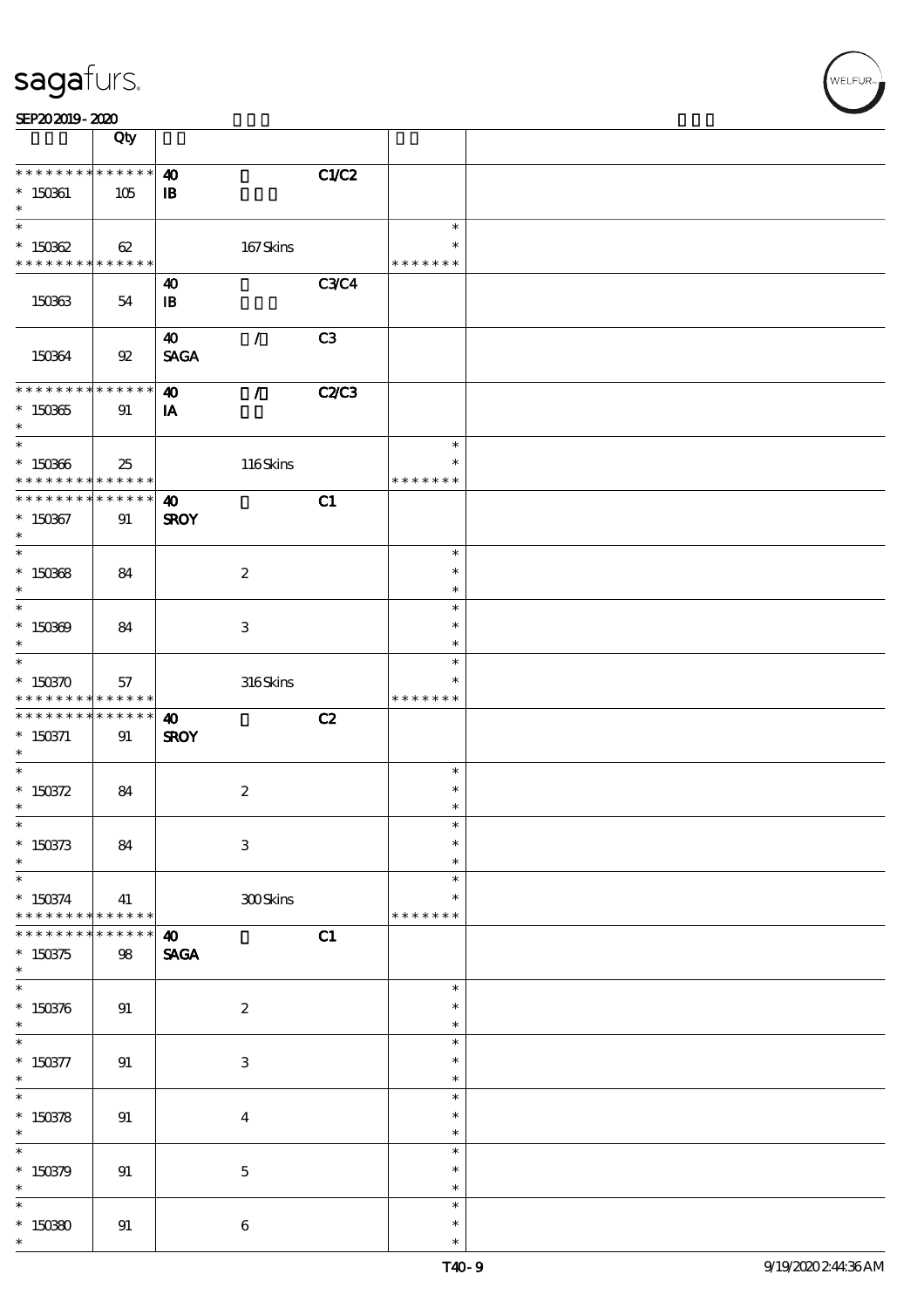| | Qty | | | | | |
|---|---|---|---|---|---|---|
| * * * * * * * * * * * * * * <br>* 150361<br>* | 105 | **40**<br>**IB** | | **C1/C2** | | |
| *<br>* 150362<br>* * * * * * * * * * * * * * | 62 | | 167 Skins | | *<br>*<br>* * * * * * * | |
| 150363 | 54 | **40**<br>**IB** | | **C3/C4** | | |
| 150364 | 92 | **40**<br>**SAGA** | / | **C3** | | |
| * * * * * * * * * * * * * * <br>* 150365<br>* | 91 | **40**<br>**IA** | **/** | **C2/C3** | | |
| *<br>* 150366<br>* * * * * * * * * * * * * * | 25 | | 116 Skins | | *<br>*<br>* * * * * * * | |
| * * * * * * * * * * * * * * <br>* 150367<br>* | 91 | **40**<br>**SROY** | | **C1** | | |
| *<br>* 150368<br>* | 84 | | 2 | | *<br>*<br>* | |
| *<br>* 150369<br>* | 84 | | 3 | | *<br>*<br>* | |
| *<br>* 150370<br>* * * * * * * * * * * * * * | 57 | | 316 Skins | | *<br>*<br>* * * * * * * | |
| * * * * * * * * * * * * * * <br>* 150371<br>* | 91 | **40**<br>**SROY** | | **C2** | | |
| *<br>* 150372<br>* | 84 | | 2 | | *<br>*<br>* | |
| *<br>* 150373<br>* | 84 | | 3 | | *<br>*<br>* | |
| *<br>* 150374<br>* * * * * * * * * * * * * * | 41 | | 300 Skins | | *<br>*<br>* * * * * * * | |
| * * * * * * * * * * * * * * <br>* 150375<br>* | 98 | **40**<br>**SAGA** | | **C1** | | |
| *<br>* 150376<br>* | 91 | | 2 | | *<br>*<br>* | |
| *<br>* 150377<br>* | 91 | | 3 | | *<br>*<br>* | |
| *<br>* 150378<br>* | 91 | | 4 | | *<br>*<br>* | |
| *<br>* 150379<br>* | 91 | | 5 | | *<br>*<br>* | |
| *<br>* 150380<br>* | 91 | | 6 | | *<br>*<br>* | |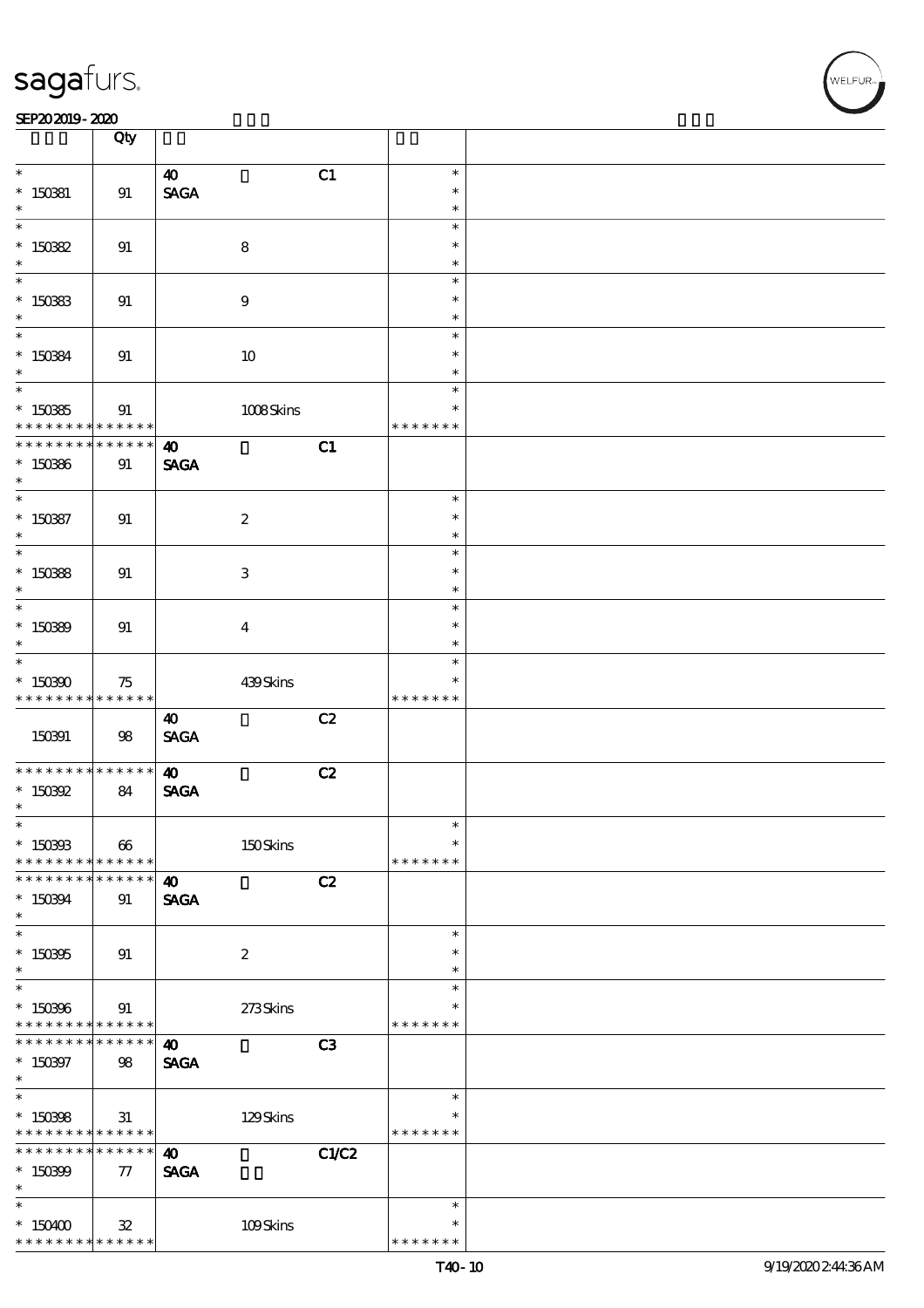| | Qty | | | | | |
|---|---|---|---|---|---|---|
| * <br> * 150381 <br> * | 91 | 40 <br> SAGA | | C1 | * <br> * <br> * | |
| * <br> * 150382 <br> * | 91 | | 8 | | * <br> * <br> * | |
| * <br> * 150383 <br> * | 91 | | 9 | | * <br> * <br> * | |
| * <br> * 150384 <br> * | 91 | | 10 | | * <br> * <br> * | |
| * <br> * 150385 <br> * * * * * * * * * * * * * * | 91 | | 1008 Skins | | * <br> * <br> * * * * * * * | |
| * * * * * * * * * * * * * * <br> * 150386 <br> * | 91 | 40 <br> SAGA | | C1 | | |
| * <br> * 150387 <br> * | 91 | | 2 | | * <br> * <br> * | |
| * <br> * 150388 <br> * | 91 | | 3 | | * <br> * <br> * | |
| * <br> * 150389 <br> * | 91 | | 4 | | * <br> * <br> * | |
| * <br> * 150390 <br> * * * * * * * * * * * * * * | 75 | | 439 Skins | | * <br> * <br> * * * * * * * | |
| 150391 | 98 | 40 <br> SAGA | | C2 | | |
| * * * * * * * * * * * * * * <br> * 150392 <br> * | 84 | 40 <br> SAGA | | C2 | | |
| * <br> * 150393 <br> * * * * * * * * * * * * * * | 66 | | 150 Skins | | * <br> * <br> * * * * * * * | |
| * * * * * * * * * * * * * * <br> * 150394 <br> * | 91 | 40 <br> SAGA | | C2 | | |
| * <br> * 150395 <br> * | 91 | | 2 | | * <br> * <br> * | |
| * <br> * 150396 <br> * * * * * * * * * * * * * * | 91 | | 273 Skins | | * <br> * <br> * * * * * * * | |
| * * * * * * * * * * * * * * <br> * 150397 <br> * | 98 | 40 <br> SAGA | | C3 | | |
| * <br> * 150398 <br> * * * * * * * * * * * * * * | 31 | | 129 Skins | | * <br> * <br> * * * * * * * | |
| * * * * * * * * * * * * * * <br> * 150399 <br> * | 77 | 40 <br> SAGA | | C1/C2 | | |
| * <br> * 150400 <br> * * * * * * * * * * * * * * | 32 | | 109 Skins | | * <br> * <br> * * * * * * * | |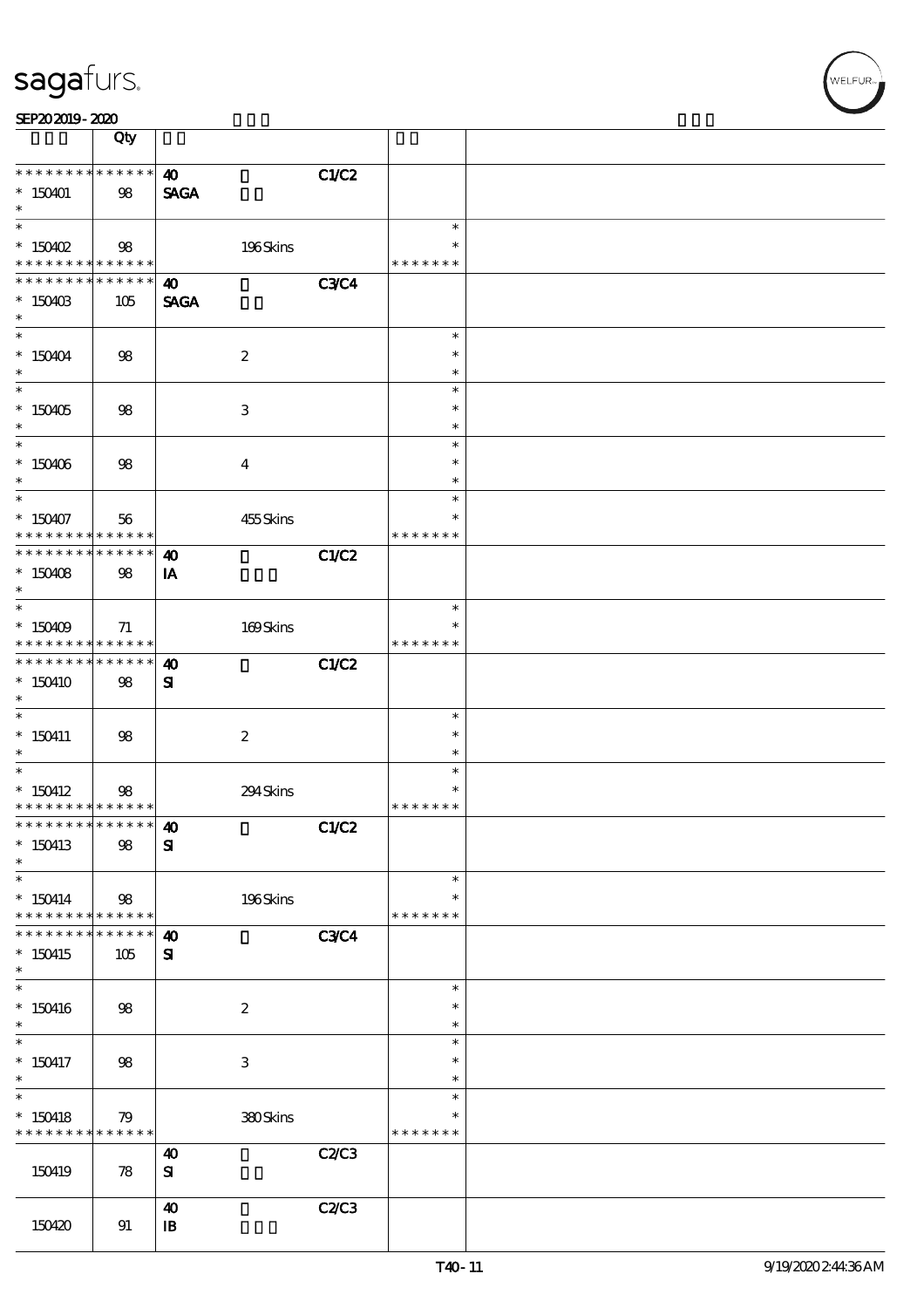| | Qty | | | | | |
|---|---|---|---|---|---|---|
| * * * * * * * * * * * * * * | | 40 | | C1/C2 | | |
| * 150401 | 98 | SAGA | | | | |
| * | | | | | | |
| * | | | | | * | |
| * 150402 | 98 | | 196 Skins | | * | |
| * * * * * * * * * * * * * * | | | | | * * * * * * * | |
| * * * * * * * * * * * * * * | | 40 | | C3/C4 | | |
| * 150403 | 105 | SAGA | | | | |
| * | | | | | | |
| * | | | | | * | |
| * 150404 | 98 | | 2 | | * | |
| * | | | | | * | |
| * | | | | | * | |
| * 150405 | 98 | | 3 | | * | |
| * | | | | | * | |
| * | | | | | * | |
| * 150406 | 98 | | 4 | | * | |
| * | | | | | * | |
| * | | | | | * | |
| * 150407 | 56 | | 455 Skins | | * | |
| * * * * * * * * * * * * * * | | | | | * * * * * * * | |
| * * * * * * * * * * * * * * | | 40 | | C1/C2 | | |
| * 150408 | 98 | IA | | | | |
| * | | | | | | |
| * | | | | | * | |
| * 150409 | 71 | | 169 Skins | | * | |
| * * * * * * * * * * * * * * | | | | | * * * * * * * | |
| * * * * * * * * * * * * * * | | 40 | | C1/C2 | | |
| * 150410 | 98 | SI | | | | |
| * | | | | | | |
| * | | | | | * | |
| * 150411 | 98 | | 2 | | * | |
| * | | | | | * | |
| * | | | | | * | |
| * 150412 | 98 | | 294 Skins | | * | |
| * * * * * * * * * * * * * * | | | | | * * * * * * * | |
| * * * * * * * * * * * * * * | | 40 | | C1/C2 | | |
| * 150413 | 98 | SI | | | | |
| * | | | | | | |
| * | | | | | * | |
| * 150414 | 98 | | 196 Skins | | * | |
| * * * * * * * * * * * * * * | | | | | * * * * * * * | |
| * * * * * * * * * * * * * * | | 40 | | C3/C4 | | |
| * 150415 | 105 | SI | | | | |
| * | | | | | | |
| * | | | | | * | |
| * 150416 | 98 | | 2 | | * | |
| * | | | | | * | |
| * | | | | | * | |
| * 150417 | 98 | | 3 | | * | |
| * | | | | | * | |
| * | | | | | * | |
| * 150418 | 79 | | 380 Skins | | * | |
| * * * * * * * * * * * * * * | | | | | * * * * * * * | |
| | | 40 | | C2/C3 | | |
| 150419 | 78 | SI | | | | |
| | | 40 | | C2/C3 | | |
| 150420 | 91 | IB | | | | |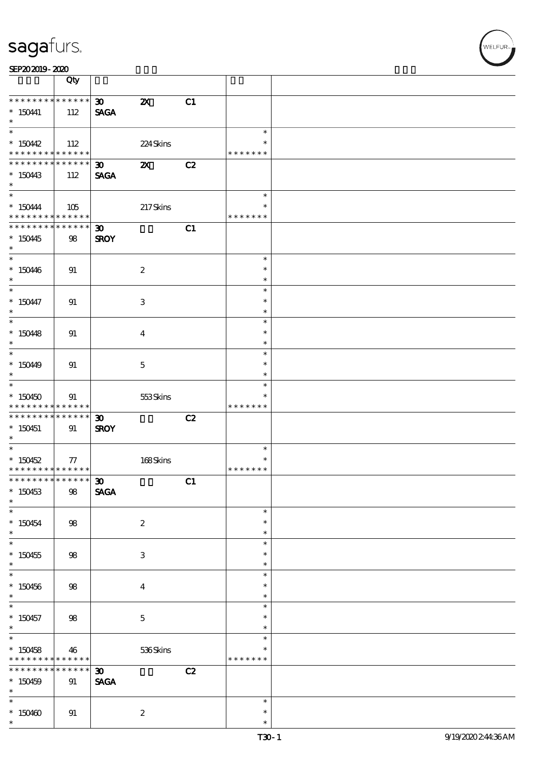| | Qty | | | | | |
|---|---|---|---|---|---|---|
| * * * * * * * * * * * * * * | | 30 | 2X | C1 | | |
| * 150441 | 112 | SAGA | | | | |
| * | | | | | | |
| * | | | | | * | |
| * 150442 | 112 | | 224 Skins | | * | |
| * * * * * * * * * * * * * * | | | | | * * * * * * * | |
| * * * * * * * * * * * * * * | | 30 | 2X | C2 | | |
| * 150443 | 112 | SAGA | | | | |
| * | | | | | | |
| * | | | | | * | |
| * 150444 | 105 | | 217 Skins | | * | |
| * * * * * * * * * * * * * * | | | | | * * * * * * * | |
| * * * * * * * * * * * * * * | | 30 | | C1 | | |
| * 150445 | 98 | SROY | | | | |
| * | | | | | | |
| * | | | | | * | |
| * 150446 | 91 | | 2 | | * | |
| * | | | | | * | |
| * | | | | | * | |
| * 150447 | 91 | | 3 | | * | |
| * | | | | | * | |
| * | | | | | * | |
| * 150448 | 91 | | 4 | | * | |
| * | | | | | * | |
| * | | | | | * | |
| * 150449 | 91 | | 5 | | * | |
| * | | | | | * | |
| * | | | | | * | |
| * 150450 | 91 | | 553 Skins | | * | |
| * * * * * * * * * * * * * * | | | | | * * * * * * * | |
| * * * * * * * * * * * * * * | | 30 | | C2 | | |
| * 150451 | 91 | SROY | | | | |
| * | | | | | | |
| * | | | | | * | |
| * 150452 | 77 | | 168 Skins | | * | |
| * * * * * * * * * * * * * * | | | | | * * * * * * * | |
| * * * * * * * * * * * * * * | | 30 | | C1 | | |
| * 150453 | 98 | SAGA | | | | |
| * | | | | | | |
| * | | | | | * | |
| * 150454 | 98 | | 2 | | * | |
| * | | | | | * | |
| * | | | | | * | |
| * 150455 | 98 | | 3 | | * | |
| * | | | | | * | |
| * | | | | | * | |
| * 150456 | 98 | | 4 | | * | |
| * | | | | | * | |
| * | | | | | * | |
| * 150457 | 98 | | 5 | | * | |
| * | | | | | * | |
| * | | | | | * | |
| * 150458 | 46 | | 536 Skins | | * | |
| * * * * * * * * * * * * * * | | | | | * * * * * * * | |
| * * * * * * * * * * * * * * | | 30 | | C2 | | |
| * 150459 | 91 | SAGA | | | | |
| * | | | | | | |
| * | | | | | * | |
| * 150460 | 91 | | 2 | | * | |
| * | | | | | * | |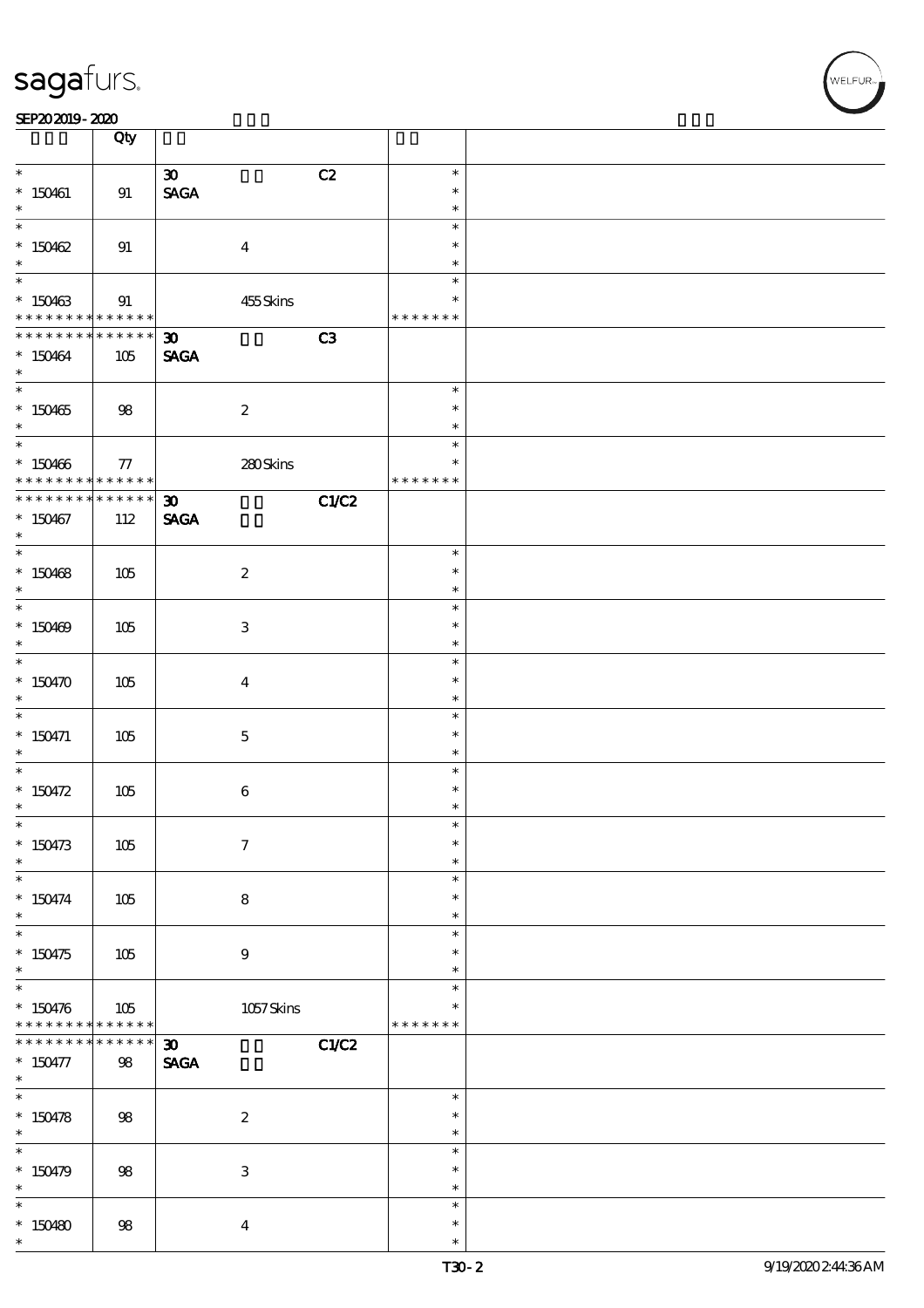| | Qty | | | | | |
|---|---|---|---|---|---|---|
| * <br> * 150461 <br> * | 91 | 30 <br> SAGA | | C2 | * <br> * <br> * | |
| * <br> * 150462 <br> * | 91 | | 4 | | * <br> * <br> * | |
| * <br> * 150463 <br> * * * * * * * * * * * * * * | 91 | | 455 Skins | | * <br> * <br> * * * * * * * | |
| * * * * * * * * * * * * * * <br> * 150464 <br> * | 105 | 30 <br> SAGA | | C3 | | |
| * <br> * 150465 <br> * | 98 | | 2 | | * <br> * <br> * | |
| * <br> * 150466 <br> * * * * * * * * * * * * * * | 77 | | 280 Skins | | * <br> * <br> * * * * * * * | |
| * * * * * * * * * * * * * * <br> * 150467 <br> * | 112 | 30 <br> SAGA | | C1/C2 | | |
| * <br> * 150468 <br> * | 105 | | 2 | | * <br> * <br> * | |
| * <br> * 150469 <br> * | 105 | | 3 | | * <br> * <br> * | |
| * <br> * 150470 <br> * | 105 | | 4 | | * <br> * <br> * | |
| * <br> * 150471 <br> * | 105 | | 5 | | * <br> * <br> * | |
| * <br> * 150472 <br> * | 105 | | 6 | | * <br> * <br> * | |
| * <br> * 150473 <br> * | 105 | | 7 | | * <br> * <br> * | |
| * <br> * 150474 <br> * | 105 | | 8 | | * <br> * <br> * | |
| * <br> * 150475 <br> * | 105 | | 9 | | * <br> * <br> * | |
| * <br> * 150476 <br> * * * * * * * * * * * * * * | 105 | | 1057 Skins | | * <br> * <br> * * * * * * * | |
| * * * * * * * * * * * * * * <br> * 150477 <br> * | 98 | 30 <br> SAGA | | C1/C2 | | |
| * <br> * 150478 <br> * | 98 | | 2 | | * <br> * <br> * | |
| * <br> * 150479 <br> * | 98 | | 3 | | * <br> * <br> * | |
| * <br> * 150480 <br> * | 98 | | 4 | | * <br> * <br> * | |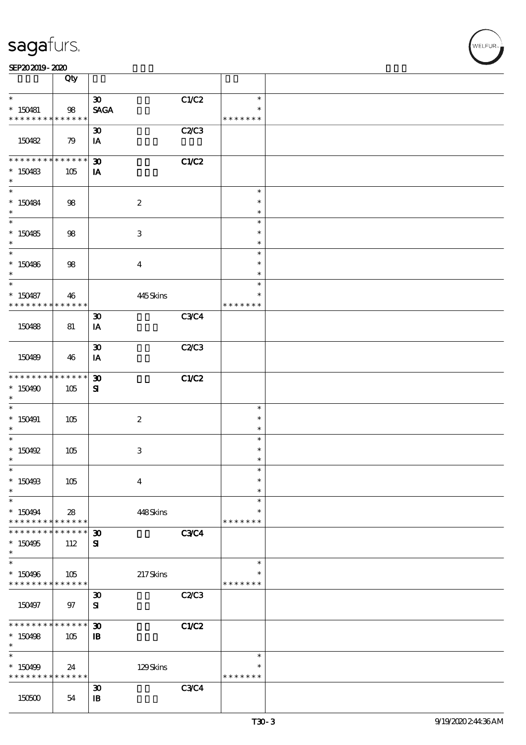| | Qty | | | | | |
|---|---|---|---|---|---|---|
| * | | 30 | | C1/C2 | * | |
| * 150481 | 98 | SAGA | | | * | |
| * * * * * * * * * * * * * * | | | | | * * * * * * * | |
| 150482 | 79 | 30<br>IA | | C2/C3 | | |
| * * * * * * * * * * * * * * | | 30 | | C1/C2 | | |
| * 150483 | 105 | IA | | | | |
| * | | | | | | |
| * | | | | | * | |
| * 150484 | 98 | | 2 | | * | |
| * | | | | | * | |
| * | | | | | * | |
| * 150485 | 98 | | 3 | | * | |
| * | | | | | * | |
| * | | | | | * | |
| * 150486 | 98 | | 4 | | * | |
| * | | | | | * | |
| * | | | | | * | |
| * 150487 | 46 | | 445 Skins | | * | |
| * * * * * * * * * * * * * * | | | | | * * * * * * * | |
| 150488 | 81 | 30<br>IA | | C3/C4 | | |
| 150489 | 46 | 30<br>IA | | C2/C3 | | |
| * * * * * * * * * * * * * * | | 30 | | C1/C2 | | |
| * 150490 | 105 | SI | | | | |
| * | | | | | | |
| * | | | | | * | |
| * 150491 | 105 | | 2 | | * | |
| * | | | | | * | |
| * | | | | | * | |
| * 150492 | 105 | | 3 | | * | |
| * | | | | | * | |
| * | | | | | * | |
| * 150493 | 105 | | 4 | | * | |
| * | | | | | * | |
| * | | | | | * | |
| * 150494 | 28 | | 448 Skins | | * | |
| * * * * * * * * * * * * * * | | | | | * * * * * * * | |
| * * * * * * * * * * * * * * | | 30 | | C3/C4 | | |
| * 150495 | 112 | SI | | | | |
| * | | | | | | |
| * | | | | | * | |
| * 150496 | 105 | | 217 Skins | | * | |
| * * * * * * * * * * * * * * | | | | | * * * * * * * | |
| 150497 | 97 | 30<br>SI | | C2/C3 | | |
| * * * * * * * * * * * * * * | | 30 | | C1/C2 | | |
| * 150498 | 105 | IB | | | | |
| * | | | | | | |
| * | | | | | * | |
| * 150499 | 24 | | 129 Skins | | * | |
| * * * * * * * * * * * * * * | | | | | * * * * * * * | |
| 150500 | 54 | 30<br>IB | | C3/C4 | | |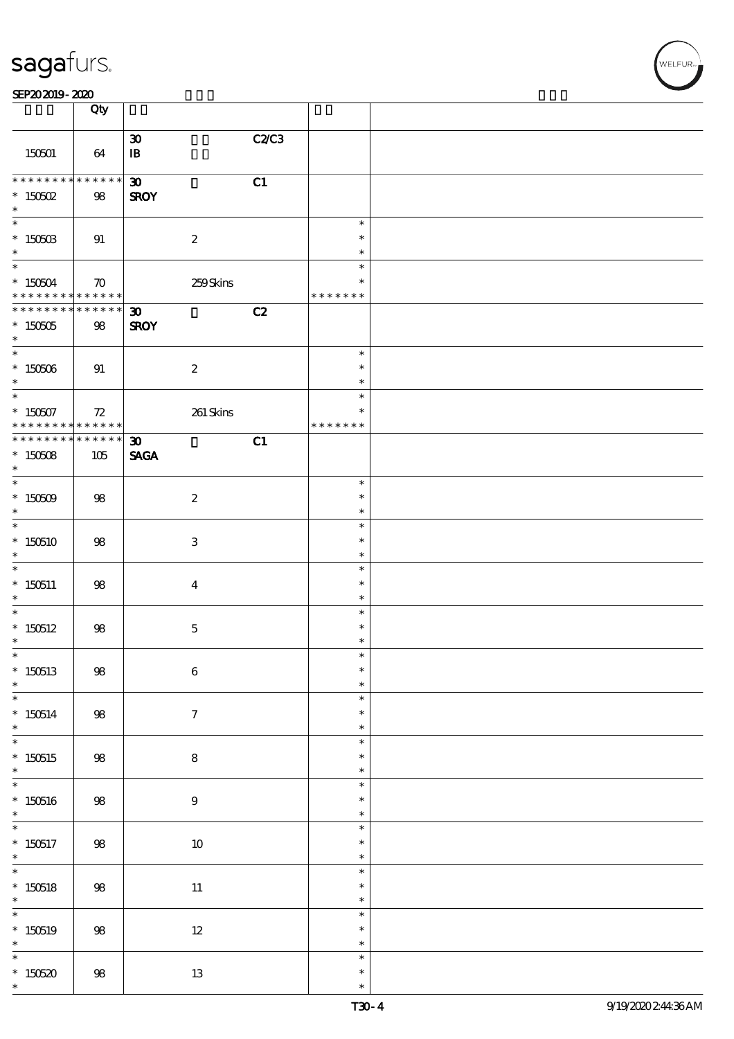| | Qty | | | | | |
|---|---|---|---|---|---|---|
| 150501 | 64 | 30<br>IB | | C2/C3 | | |
| * * * * * * * * * * * * * *<br>* 150502<br>* | 98 | 30<br>SROY | | C1 | | |
| *<br>* 150503<br>* | 91 | | 2 | | *<br>*<br>* | |
| *<br>* 150504<br>* * * * * * * * * * * * * * | 70 | | 259 Skins | | *<br>*<br>* * * * * * * | |
| * * * * * * * * * * * * * *<br>* 150505<br>* | 98 | 30<br>SROY | | C2 | | |
| *<br>* 150506<br>* | 91 | | 2 | | *<br>*<br>* | |
| *<br>* 150507<br>* * * * * * * * * * * * * * | 72 | | 261 Skins | | *<br>*<br>* * * * * * * | |
| * * * * * * * * * * * * * *<br>* 150508<br>* | 105 | 30<br>SAGA | | C1 | | |
| *<br>* 150509<br>* | 98 | | 2 | | *<br>*<br>* | |
| *<br>* 150510<br>* | 98 | | 3 | | *<br>*<br>* | |
| *<br>* 150511<br>* | 98 | | 4 | | *<br>*<br>* | |
| *<br>* 150512<br>* | 98 | | 5 | | *<br>*<br>* | |
| *<br>* 150513<br>* | 98 | | 6 | | *<br>*<br>* | |
| *<br>* 150514<br>* | 98 | | 7 | | *<br>*<br>* | |
| *<br>* 150515<br>* | 98 | | 8 | | *<br>*<br>* | |
| *<br>* 150516<br>* | 98 | | 9 | | *<br>*<br>* | |
| *<br>* 150517<br>* | 98 | | 10 | | *<br>*<br>* | |
| *<br>* 150518<br>* | 98 | | 11 | | *<br>*<br>* | |
| *<br>* 150519<br>* | 98 | | 12 | | *<br>*<br>* | |
| *<br>* 150520<br>* | 98 | | 13 | | *<br>*<br>* | |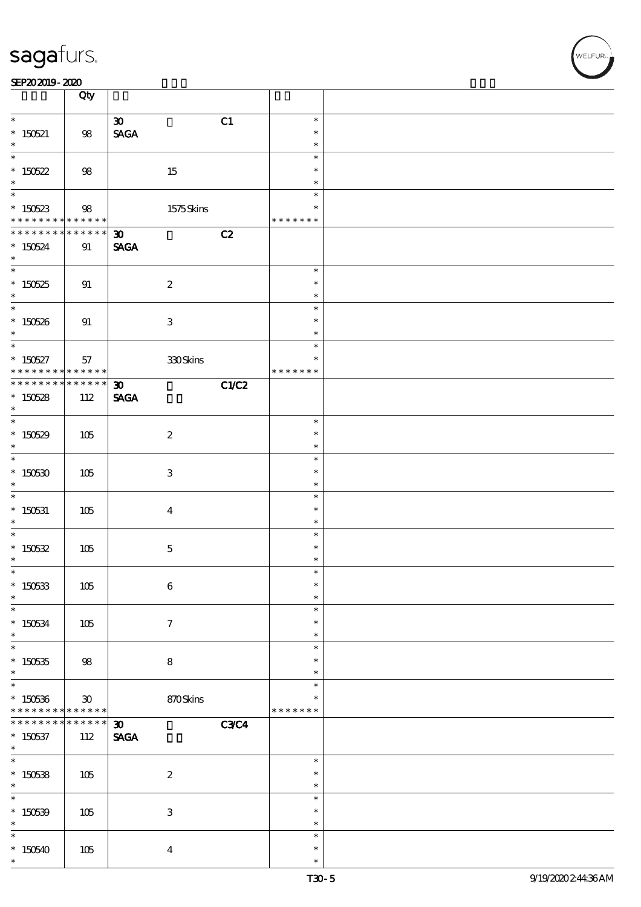| | Qty | | | | |
|---|---|---|---|---|---|
| * 150521 * | 98 | 30 SAGA | C1 | * * * | |
| * 150522 * | 98 | 15 | | * * * | |
| * 150523 * * * * * * * * * * * * * * | 98 | 1575 Skins | | * * * * * * * * | |
| * * * * * * * * * * * * * * 150524 * | 91 | 30 SAGA | C2 | | |
| * 150525 * | 91 | 2 | | * * * | |
| * 150526 * | 91 | 3 | | * * * | |
| * 150527 * * * * * * * * * * * * * * | 57 | 330 Skins | | * * * * * * * * | |
| * * * * * * * * * * * * * * 150528 * | 112 | 30 SAGA | C1/C2 | | |
| * 150529 * | 105 | 2 | | * * * | |
| * 150530 * | 105 | 3 | | * * * | |
| * 150531 * | 105 | 4 | | * * * | |
| * 150532 * | 105 | 5 | | * * * | |
| * 150533 * | 105 | 6 | | * * * | |
| * 150534 * | 105 | 7 | | * * * | |
| * 150535 * | 98 | 8 | | * * * | |
| * 150536 * * * * * * * * * * * * * * | 30 | 870 Skins | | * * * * * * * * | |
| * * * * * * * * * * * * * * 150537 * | 112 | 30 SAGA | C3/C4 | | |
| * 150538 * | 105 | 2 | | * * * | |
| * 150539 * | 105 | 3 | | * * * | |
| * 150540 * | 105 | 4 | | * * * | |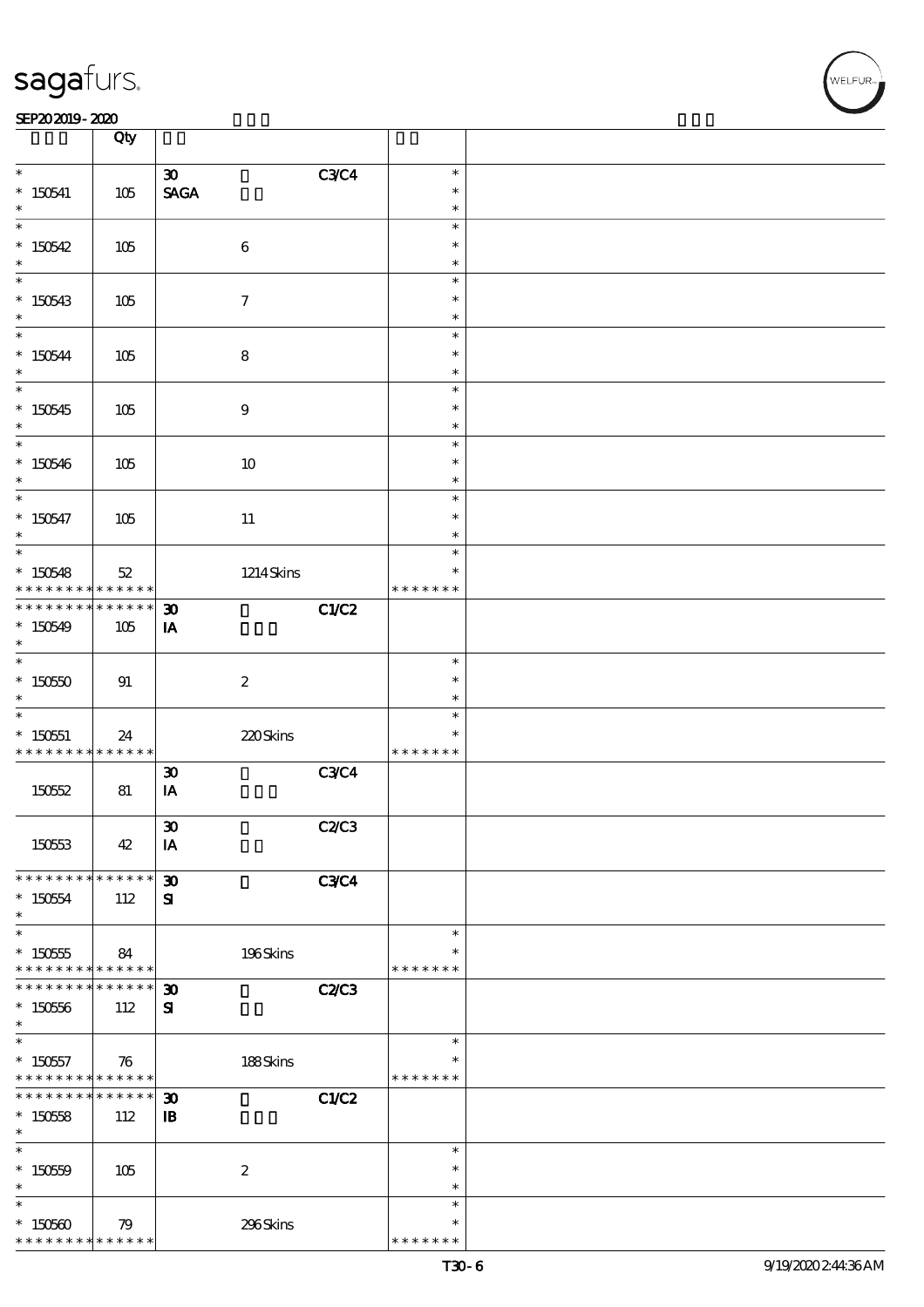| | Qty | | | | |
|---|---|---|---|---|---|
| * <br> * 150541 <br> * | 105 | 30 <br> SAGA | | C3/C4 | * <br> * <br> * |
| * <br> * 150542 <br> * | 105 | | 6 | | * <br> * <br> * |
| * <br> * 150543 <br> * | 105 | | 7 | | * <br> * <br> * |
| * <br> * 150544 <br> * | 105 | | 8 | | * <br> * <br> * |
| * <br> * 150545 <br> * | 105 | | 9 | | * <br> * <br> * |
| * <br> * 150546 <br> * | 105 | | 10 | | * <br> * <br> * |
| * <br> * 150547 <br> * | 105 | | 11 | | * <br> * <br> * |
| * <br> * 150548 <br> * * * * * * * * * * * * * | 52 | | 1214 Skins | | * <br> * <br> * * * * * * * |
| * * * * * * * * * * * * * * <br> * 150549 <br> * | 105 | 30 <br> IA | | C1/C2 | |
| * <br> * 150550 <br> * | 91 | | 2 | | * <br> * <br> * |
| * <br> * 150551 <br> * * * * * * * * * * * * * | 24 | | 220 Skins | | * <br> * <br> * * * * * * * |
| 150552 | 81 | 30 <br> IA | | C3/C4 | |
| 150553 | 42 | 30 <br> IA | | C2/C3 | |
| * * * * * * * * * * * * * * <br> * 150554 <br> * | 112 | 30 <br> SI | | C3/C4 | |
| * <br> * 150555 <br> * * * * * * * * * * * * * | 84 | | 196 Skins | | * <br> * <br> * * * * * * * |
| * * * * * * * * * * * * * * <br> * 150556 <br> * | 112 | 30 <br> SI | | C2/C3 | |
| * <br> * 150557 <br> * * * * * * * * * * * * * | 76 | | 188 Skins | | * <br> * <br> * * * * * * * |
| * * * * * * * * * * * * * * <br> * 150558 <br> * | 112 | 30 <br> IB | | C1/C2 | |
| * <br> * 150559 <br> * | 105 | | 2 | | * <br> * <br> * |
| * <br> * 150560 <br> * * * * * * * * * * * * * | 79 | | 296 Skins | | * <br> * <br> * * * * * * * |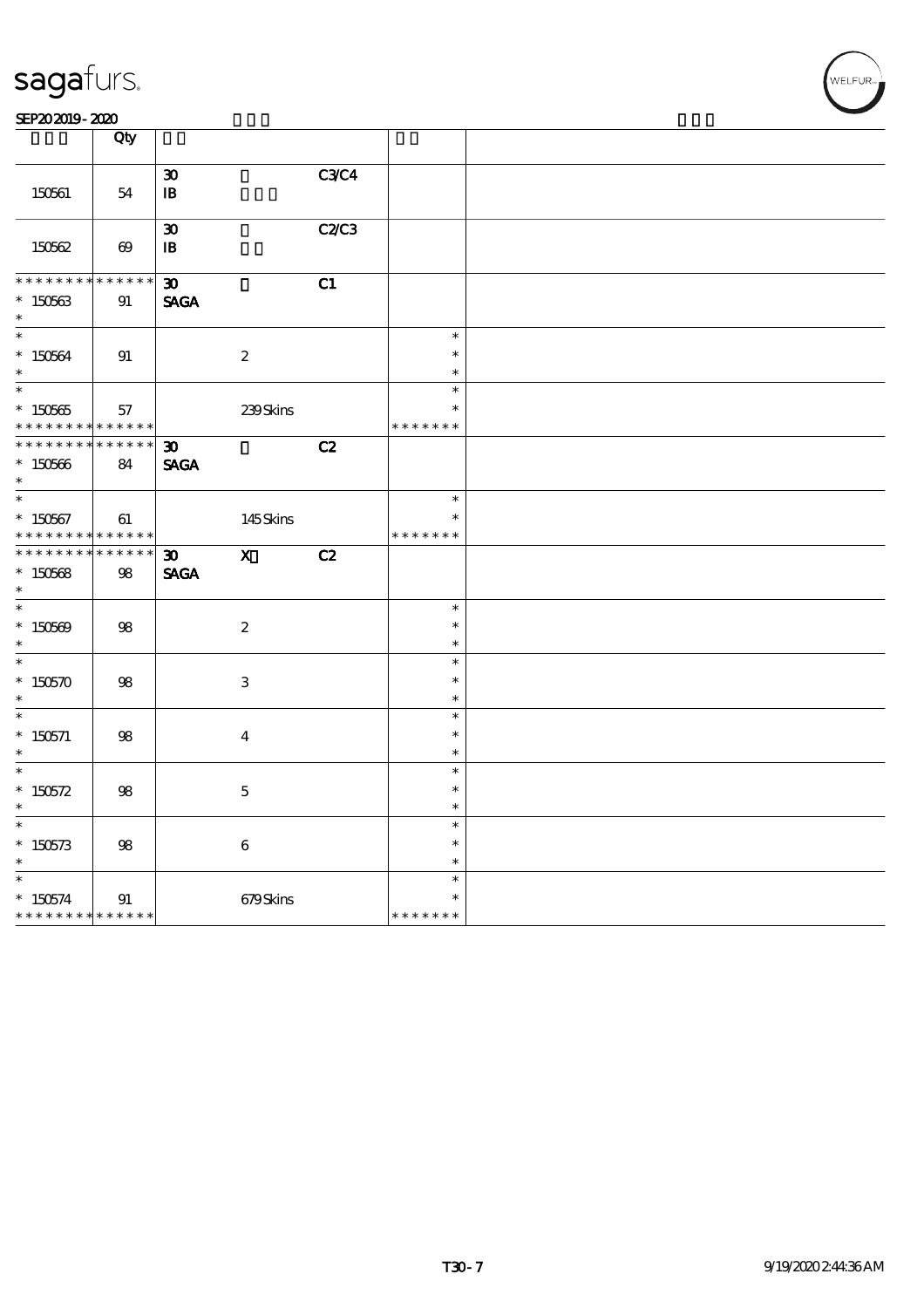| | Qty | | | | | |
|---|---|---|---|---|---|---|
| 150561 | 54 | 30<br>IB | | C3/C4 | | |
| 150562 | 69 | 30<br>IB | | C2/C3 | | |
| * * * * * * * * * * * * * *<br>* 150563<br>* | 91 | 30<br>SAGA | | C1 | | |
| *<br>* 150564<br>* | 91 | | 2 | | *<br>*<br>* | |
| *<br>* 150565<br>* * * * * * * * * * * * * * | 57 | | 239 Skins | | *<br>*<br>* * * * * * * | |
| * * * * * * * * * * * * * *<br>* 150566<br>* | 84 | 30<br>SAGA | | C2 | | |
| *<br>* 150567<br>* * * * * * * * * * * * * * | 61 | | 145 Skins | | *<br>*<br>* * * * * * * | |
| * * * * * * * * * * * * * *<br>* 150568<br>* | 98 | 30<br>SAGA | X | C2 | | |
| *<br>* 150569<br>* | 98 | | 2 | | *<br>*<br>* | |
| *<br>* 150570<br>* | 98 | | 3 | | *<br>*<br>* | |
| *<br>* 150571<br>* | 98 | | 4 | | *<br>*<br>* | |
| *<br>* 150572<br>* | 98 | | 5 | | *<br>*<br>* | |
| *<br>* 150573<br>* | 98 | | 6 | | *<br>*<br>* | |
| *<br>* 150574<br>* * * * * * * * * * * * * * | 91 | | 679 Skins | | *<br>*<br>* * * * * * * | |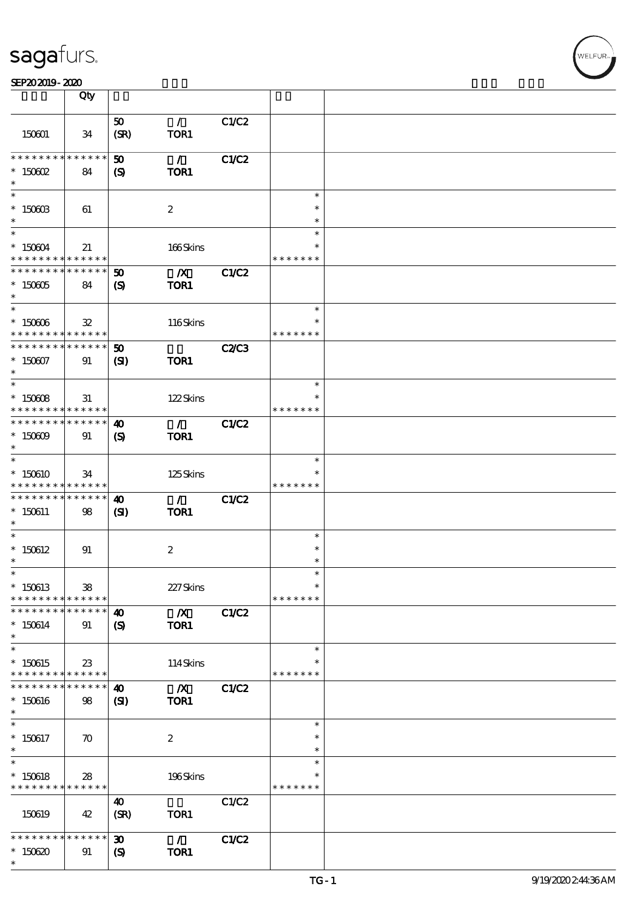| | Qty | | | | | |
|---|---|---|---|---|---|---|
| 150601 | 34 | 50 (SR) | / TOR1 | C1/C2 | | |
| * * * * * * * * * * * * * * 150602 * | 84 | 50 (S) | / TOR1 | C1/C2 | | |
| * * 150603 * | 61 | | 2 | | * * * | |
| * * 150604 * * * * * * * * * * * * * | 21 | | 166 Skins | | * * * * * * * * | |
| * * * * * * * * * * * * * * 150605 * | 84 | 50 (S) | /X TOR1 | C1/C2 | | |
| * * 150606 * * * * * * * * * * * * * | 32 | | 116 Skins | | * * * * * * * * | |
| * * * * * * * * * * * * * * 150607 * | 91 | 50 (SI) | TOR1 | C2/C3 | | |
| * * 150608 * * * * * * * * * * * * * | 31 | | 122 Skins | | * * * * * * * * | |
| * * * * * * * * * * * * * * 150609 * | 91 | 40 (S) | / TOR1 | C1/C2 | | |
| * * 150610 * * * * * * * * * * * * * | 34 | | 125 Skins | | * * * * * * * * | |
| * * * * * * * * * * * * * * 150611 * | 98 | 40 (SI) | / TOR1 | C1/C2 | | |
| * * 150612 * | 91 | | 2 | | * * * | |
| * * 150613 * * * * * * * * * * * * * | 38 | | 227 Skins | | * * * * * * * * | |
| * * * * * * * * * * * * * * 150614 * | 91 | 40 (S) | /X TOR1 | C1/C2 | | |
| * * 150615 * * * * * * * * * * * * * | 23 | | 114 Skins | | * * * * * * * * | |
| * * * * * * * * * * * * * * 150616 * | 98 | 40 (SI) | /X TOR1 | C1/C2 | | |
| * * 150617 * | 70 | | 2 | | * * * | |
| * * 150618 * * * * * * * * * * * * * | 28 | | 196 Skins | | * * * * * * * * | |
| 150619 | 42 | 40 (SR) | TOR1 | C1/C2 | | |
| * * * * * * * * * * * * * * 150620 * | 91 | 30 (S) | / TOR1 | C1/C2 | | |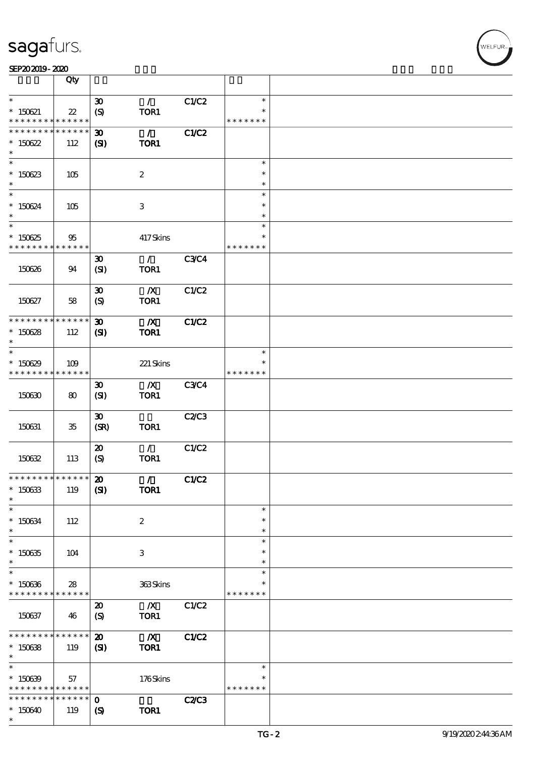| | Qty | | | | | |
|---|---|---|---|---|---|---|
| * <br> * 150621 <br> * * * * * * * * * * * * * * | 22 | 30 <br> (S) | / <br> TOR1 | C1/C2 | * <br> * <br> * * * * * * * | |
| * * * * * * * * * * * * * * <br> * 150622 <br> * | 112 | 30 <br> (SI) | / <br> TOR1 | C1/C2 | | |
| * <br> * 150623 <br> * | 105 | | 2 | | * <br> * <br> * | |
| * <br> * 150624 <br> * | 105 | | 3 | | * <br> * <br> * | |
| * <br> * 150625 <br> * * * * * * * * * * * * * * | 95 | | 417 Skins | | * <br> * <br> * * * * * * * | |
| 150626 | 94 | 30 <br> (SI) | / <br> TOR1 | C3/C4 | | |
| 150627 | 58 | 30 <br> (S) | /X <br> TOR1 | C1/C2 | | |
| * * * * * * * * * * * * * * <br> * 150628 <br> * | 112 | 30 <br> (SI) | /X <br> TOR1 | C1/C2 | | |
| * <br> * 150629 <br> * * * * * * * * * * * * * * | 109 | | 221 Skins | | * <br> * <br> * * * * * * * | |
| 150630 | 80 | 30 <br> (SI) | /X <br> TOR1 | C3/C4 | | |
| 150631 | 35 | 30 <br> (SR) | TOR1 | C2/C3 | | |
| 150632 | 113 | 20 <br> (S) | / <br> TOR1 | C1/C2 | | |
| * * * * * * * * * * * * * * <br> * 150633 <br> * | 119 | 20 <br> (SI) | / <br> TOR1 | C1/C2 | | |
| * <br> * 150634 <br> * | 112 | | 2 | | * <br> * <br> * | |
| * <br> * 150635 <br> * | 104 | | 3 | | * <br> * <br> * | |
| * <br> * 150636 <br> * * * * * * * * * * * * * * | 28 | | 363 Skins | | * <br> * <br> * * * * * * * | |
| 150637 | 46 | 20 <br> (S) | /X <br> TOR1 | C1/C2 | | |
| * * * * * * * * * * * * * * <br> * 150638 <br> * | 119 | 20 <br> (SI) | /X <br> TOR1 | C1/C2 | | |
| * <br> * 150639 <br> * * * * * * * * * * * * * * | 57 | | 176 Skins | | * <br> * <br> * * * * * * * | |
| * * * * * * * * * * * * * * <br> * 150640 <br> * | 119 | 0 <br> (S) | TOR1 | C2/C3 | | |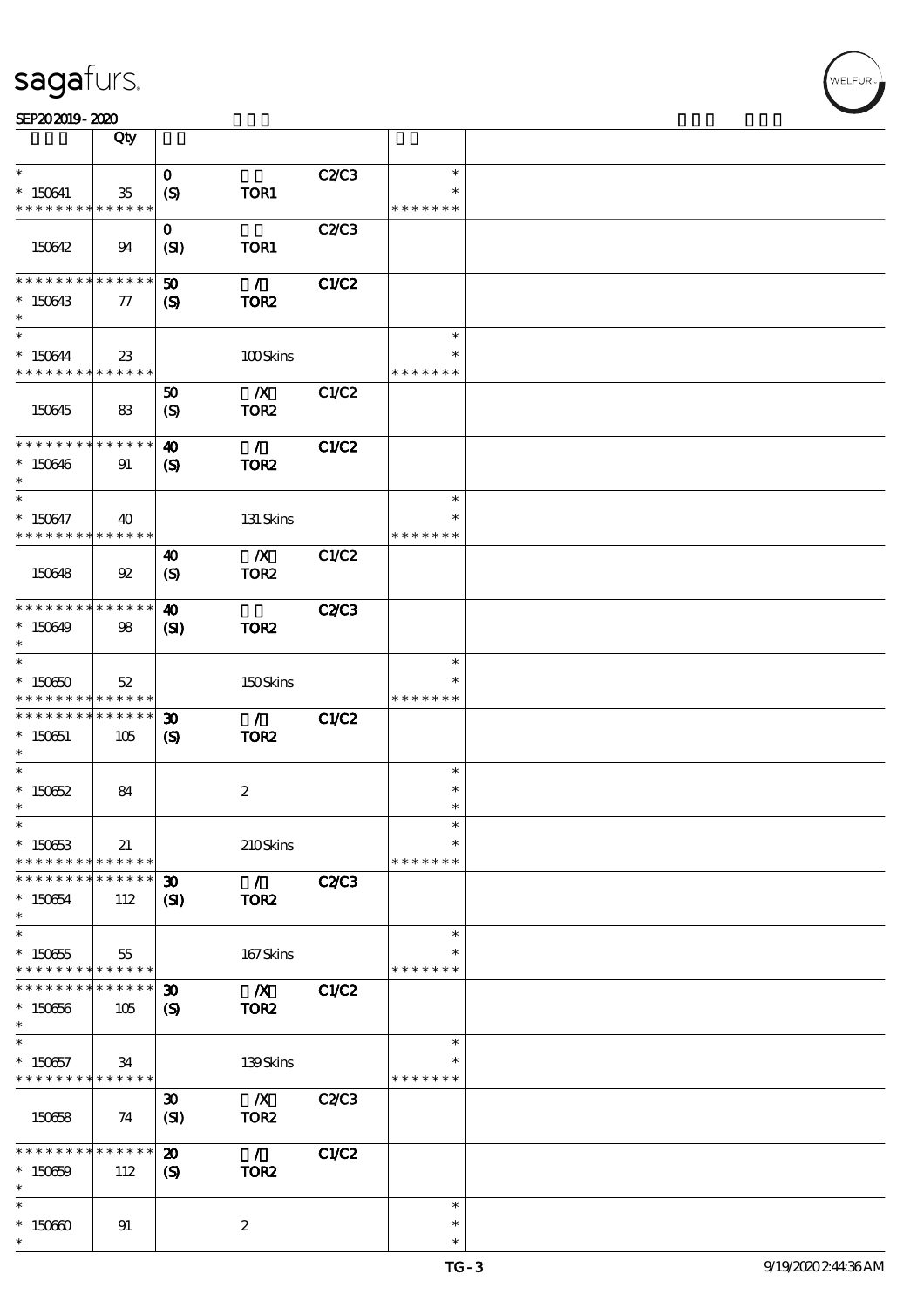| | Qty | | | | | |
|---|---|---|---|---|---|---|
| * <br> * 150641 <br> * * * * * * * * * * * * * * | 35 | 0 <br> (S) | TOR1 | C2/C3 | * <br> * <br> * * * * * * * | |
| 150642 | 94 | 0 <br> (SI) | TOR1 | C2/C3 | | |
| * * * * * * * * * * * * * * <br> * 150643 <br> * | 77 | 50 <br> (S) | / <br> TOR2 | C1/C2 | | |
| * <br> * 150644 <br> * * * * * * * * * * * * * * | 23 | | 100 Skins | | * <br> * <br> * * * * * * * | |
| 150645 | 83 | 50 <br> (S) | /X <br> TOR2 | C1/C2 | | |
| * * * * * * * * * * * * * * <br> * 150646 <br> * | 91 | 40 <br> (S) | / <br> TOR2 | C1/C2 | | |
| * <br> * 150647 <br> * * * * * * * * * * * * * * | 40 | | 131 Skins | | * <br> * <br> * * * * * * * | |
| 150648 | 92 | 40 <br> (S) | /X <br> TOR2 | C1/C2 | | |
| * * * * * * * * * * * * * * <br> * 150649 <br> * | 98 | 40 <br> (SI) | TOR2 | C2/C3 | | |
| * <br> * 150650 <br> * * * * * * * * * * * * * * | 52 | | 150 Skins | | * <br> * <br> * * * * * * * | |
| * * * * * * * * * * * * * * <br> * 150651 <br> * | 105 | 30 <br> (S) | / <br> TOR2 | C1/C2 | | |
| * <br> * 150652 <br> * | 84 | | 2 | | * <br> * <br> * | |
| * <br> * 150653 <br> * * * * * * * * * * * * * * | 21 | | 210 Skins | | * <br> * <br> * * * * * * * | |
| * * * * * * * * * * * * * * <br> * 150654 <br> * | 112 | 30 <br> (SI) | / <br> TOR2 | C2/C3 | | |
| * <br> * 150655 <br> * * * * * * * * * * * * * * | 55 | | 167 Skins | | * <br> * <br> * * * * * * * | |
| * * * * * * * * * * * * * * <br> * 150656 <br> * | 105 | 30 <br> (S) | /X <br> TOR2 | C1/C2 | | |
| * <br> * 150657 <br> * * * * * * * * * * * * * * | 34 | | 139 Skins | | * <br> * <br> * * * * * * * | |
| 150658 | 74 | 30 <br> (SI) | /X <br> TOR2 | C2/C3 | | |
| * * * * * * * * * * * * * * <br> * 150659 <br> * | 112 | 20 <br> (S) | / <br> TOR2 | C1/C2 | | |
| * <br> * 150660 <br> * | 91 | | 2 | | * <br> * <br> * | |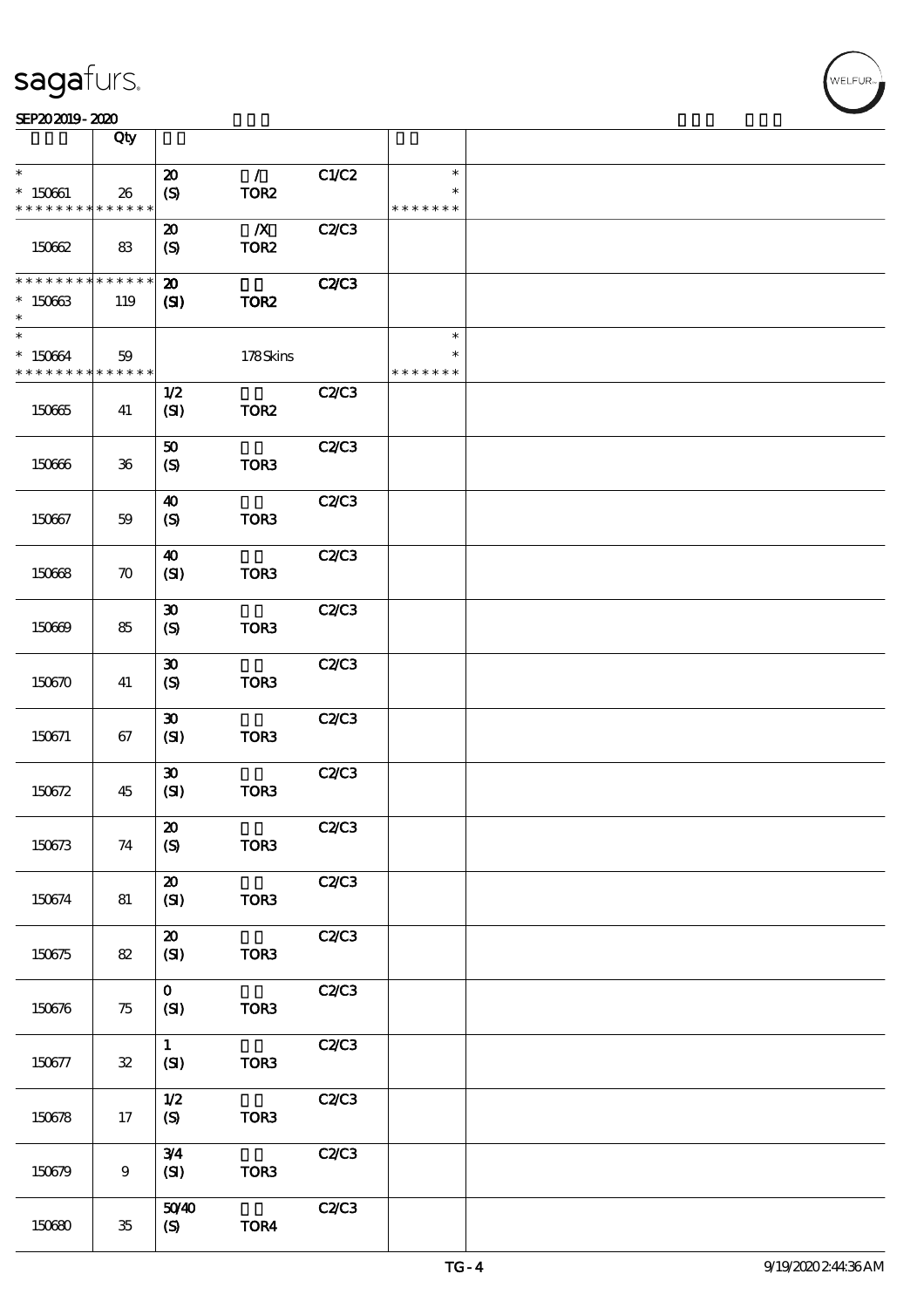| | Qty | | | | | |
|---|---|---|---|---|---|---|
| * | | 20 | / | C1/C2 | * | |
| * 150661 | 26 | (S) | TOR2 | | * | |
| * * * * * * * * * * * * * * | | | | | * * * * * * * | |
| 150662 | 83 | 20 (S) | /X TOR2 | C2/C3 | | |
| * * * * * * * * * * * * * * | | 20 | | C2/C3 | | |
| * 150663 | 119 | (SI) | TOR2 | | | |
| * | | | | | | |
| * | | | | | * | |
| * 150664 | 59 | | 178 Skins | | * | |
| * * * * * * * * * * * * * * | | | | | * * * * * * * | |
| 150665 | 41 | 1/2 (SI) | TOR2 | C2/C3 | | |
| 150666 | 36 | 50 (S) | TOR3 | C2/C3 | | |
| 150667 | 59 | 40 (S) | TOR3 | C2/C3 | | |
| 150668 | 70 | 40 (SI) | TOR3 | C2/C3 | | |
| 150669 | 85 | 30 (S) | TOR3 | C2/C3 | | |
| 150670 | 41 | 30 (S) | TOR3 | C2/C3 | | |
| 150671 | 67 | 30 (SI) | TOR3 | C2/C3 | | |
| 150672 | 45 | 30 (SI) | TOR3 | C2/C3 | | |
| 150673 | 74 | 20 (S) | TOR3 | C2/C3 | | |
| 150674 | 81 | 20 (SI) | TOR3 | C2/C3 | | |
| 150675 | 82 | 20 (SI) | TOR3 | C2/C3 | | |
| 150676 | 75 | 0 (SI) | TOR3 | C2/C3 | | |
| 150677 | 32 | 1 (SI) | TOR3 | C2/C3 | | |
| 150678 | 17 | 1/2 (S) | TOR3 | C2/C3 | | |
| 150679 | 9 | 3/4 (SI) | TOR3 | C2/C3 | | |
| 150680 | 35 | 50/40 (S) | TOR4 | C2/C3 | | |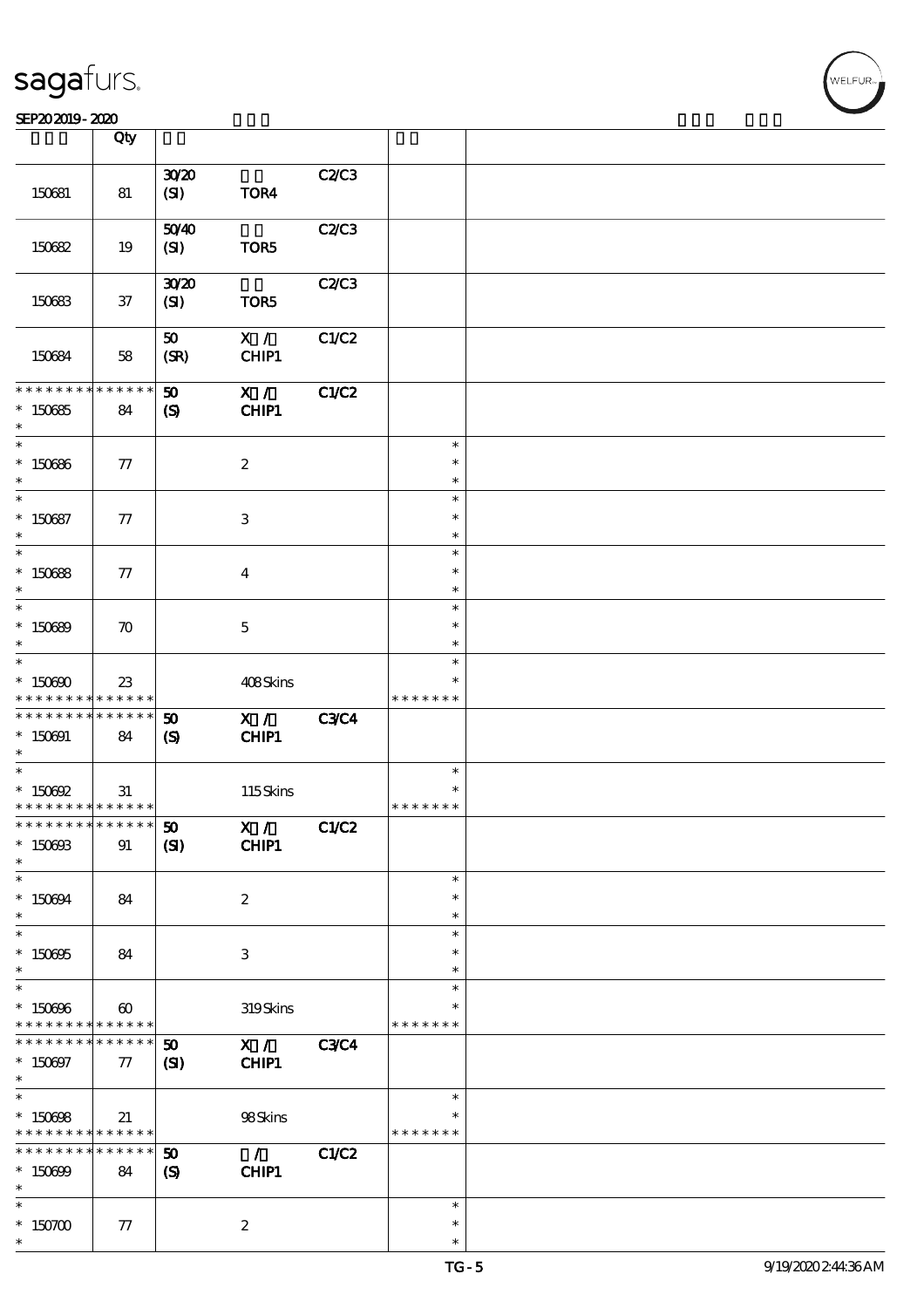| | Qty | | | | | |
|---|---|---|---|---|---|---|
| 150681 | 81 | 30/20 (SI) | TOR4 | C2/C3 | | |
| 150682 | 19 | 50/40 (SI) | TOR5 | C2/C3 | | |
| 150683 | 37 | 30/20 (SI) | TOR5 | C2/C3 | | |
| 150684 | 58 | 50 (SR) | X / CHIP1 | C1/C2 | | |
| * * * * * * * * * * * * * * 150685 * | 84 | **50 (S)** | **X / CHIP1** | **C1/C2** | | |
| * * 150686 * | 77 | | 2 | | * * * | |
| * * 150687 * | 77 | | 3 | | * * * | |
| * * 150688 * | 77 | | 4 | | * * * | |
| * * 150689 * | 70 | | 5 | | * * * | |
| * * 150690 * * * * * * * * * * * * * | 23 | | 408 Skins | | * * * * * * * * * | |
| * * * * * * * * * * * * * * 150691 * | 84 | **50 (S)** | **X / CHIP1** | **C3/C4** | | |
| * * 150692 * * * * * * * * * * * * * | 31 | | 115 Skins | | * * * * * * * * | |
| * * * * * * * * * * * * * * 150693 * | 91 | **50 (SI)** | **X / CHIP1** | **C1/C2** | | |
| * * 150694 * | 84 | | 2 | | * * * | |
| * * 150695 * | 84 | | 3 | | * * * | |
| * * 150696 * * * * * * * * * * * * * | 60 | | 319 Skins | | * * * * * * * * | |
| * * * * * * * * * * * * * * 150697 * | 77 | **50 (SI)** | **X / CHIP1** | **C3/C4** | | |
| * * 150698 * * * * * * * * * * * * * | 21 | | 98 Skins | | * * * * * * * * | |
| * * * * * * * * * * * * * * 150699 * | 84 | **50 (S)** | **/ CHIP1** | **C1/C2** | | |
| * * 150700 * | 77 | | 2 | | * * * | |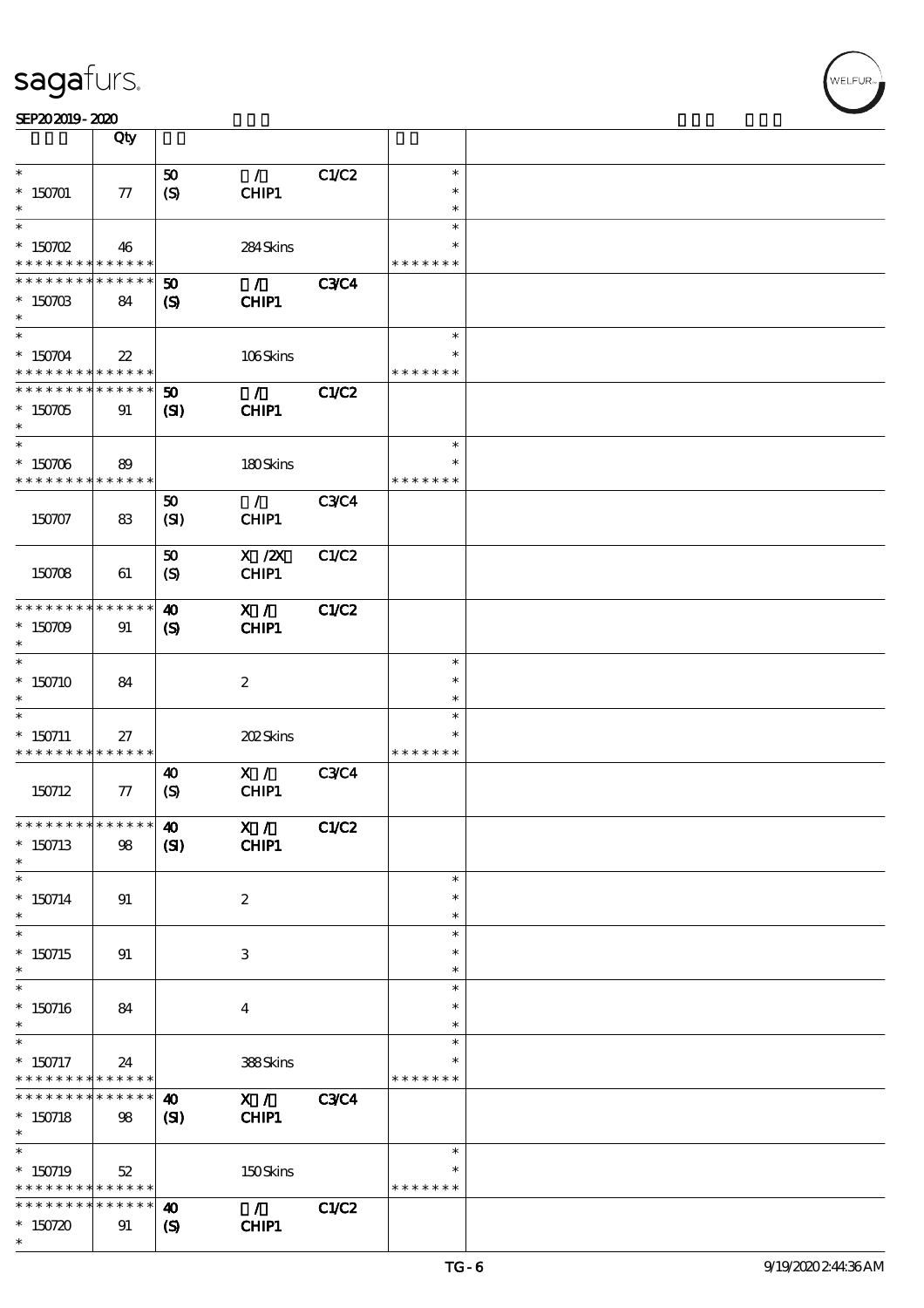| | Qty | | | | | |
|---|---|---|---|---|---|---|
| * | | 50 | / | C1/C2 | * | |
| * 150701 | 77 | (S) | CHIP1 | | * | |
| * | | | | | * | |
| * | | | | | * | |
| * 150702 | 46 | | 284 Skins | | * | |
| * * * * * * * * * * * * * * | | | | | * * * * * * * | |
| * * * * * * * * * * * * * * | | 50 | / | C3/C4 | | |
| * 150703 | 84 | (S) | CHIP1 | | | |
| * | | | | | | |
| * | | | | | * | |
| * 150704 | 22 | | 106 Skins | | * | |
| * * * * * * * * * * * * * * | | | | | * * * * * * * | |
| * * * * * * * * * * * * * * | | 50 | / | C1/C2 | | |
| * 150705 | 91 | (SI) | CHIP1 | | | |
| * | | | | | | |
| * | | | | | * | |
| * 150706 | 89 | | 180 Skins | | * | |
| * * * * * * * * * * * * * * | | | | | * * * * * * * | |
| | | 50 | / | C3/C4 | | |
| 150707 | 83 | (SI) | CHIP1 | | | |
| | | 50 | X /2X | C1/C2 | | |
| 150708 | 61 | (S) | CHIP1 | | | |
| * * * * * * * * * * * * * * | | 40 | X / | C1/C2 | | |
| * 150709 | 91 | (S) | CHIP1 | | | |
| * | | | | | | |
| * | | | | | * | |
| * 150710 | 84 | | 2 | | * | |
| * | | | | | * | |
| * | | | | | * | |
| * 150711 | 27 | | 202 Skins | | * | |
| * * * * * * * * * * * * * * | | | | | * * * * * * * | |
| | | 40 | X / | C3/C4 | | |
| 150712 | 77 | (S) | CHIP1 | | | |
| * * * * * * * * * * * * * * | | 40 | X / | C1/C2 | | |
| * 150713 | 98 | (SI) | CHIP1 | | | |
| * | | | | | | |
| * | | | | | * | |
| * 150714 | 91 | | 2 | | * | |
| * | | | | | * | |
| * | | | | | * | |
| * 150715 | 91 | | 3 | | * | |
| * | | | | | * | |
| * | | | | | * | |
| * 150716 | 84 | | 4 | | * | |
| * | | | | | * | |
| * | | | | | * | |
| * 150717 | 24 | | 388 Skins | | * | |
| * * * * * * * * * * * * * * | | | | | * * * * * * * | |
| * * * * * * * * * * * * * * | | 40 | X / | C3/C4 | | |
| * 150718 | 98 | (SI) | CHIP1 | | | |
| * | | | | | | |
| * | | | | | * | |
| * 150719 | 52 | | 150 Skins | | * | |
| * * * * * * * * * * * * * * | | | | | * * * * * * * | |
| * * * * * * * * * * * * * * | | 40 | / | C1/C2 | | |
| * 150720 | 91 | (S) | CHIP1 | | | |
| * | | | | | | |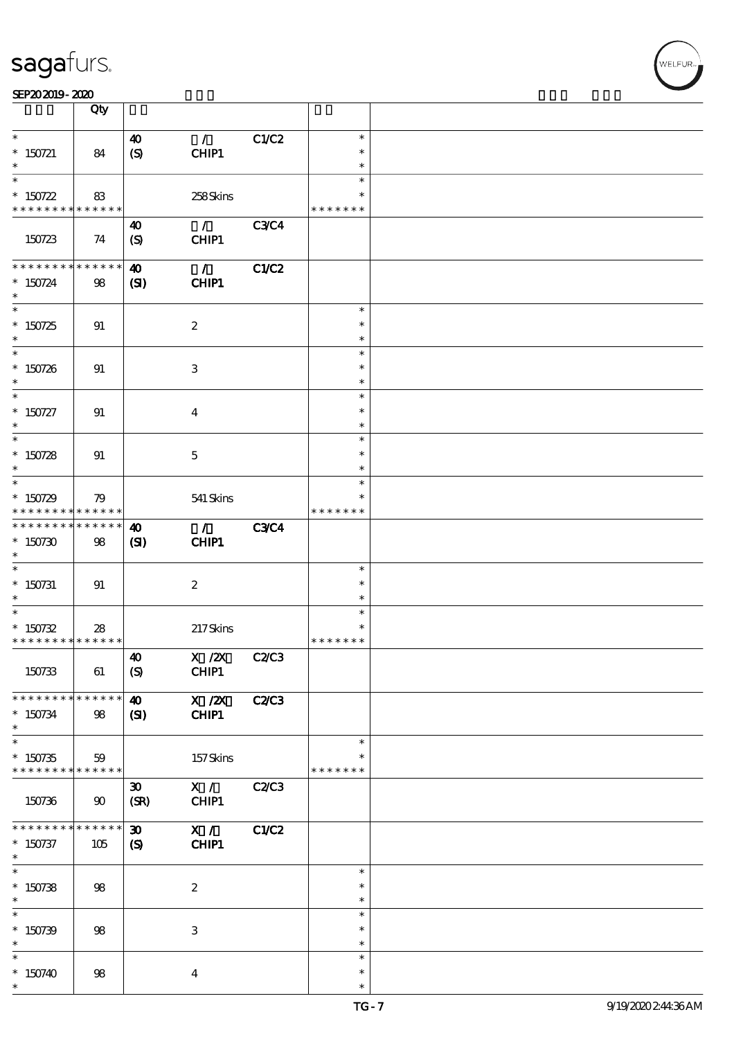| | Qty | | | | | |
|---|---|---|---|---|---|---|
| * <br> * 150721 <br> * | 84 | 40 <br> (S) | / <br> CHIP1 | C1/C2 | * <br> * <br> * | |
| * <br> * 150722 <br> * * * * * * * * * * * * * * | 83 | | 258 Skins | | * <br> * <br> * * * * * * * | |
| 150723 | 74 | 40 <br> (S) | / <br> CHIP1 | C3/C4 | | |
| * * * * * * * * * * * * * * <br> * 150724 <br> * | 98 | 40 <br> (SI) | / <br> CHIP1 | C1/C2 | | |
| * <br> * 150725 <br> * | 91 | | 2 | | * <br> * <br> * | |
| * <br> * 150726 <br> * | 91 | | 3 | | * <br> * <br> * | |
| * <br> * 150727 <br> * | 91 | | 4 | | * <br> * <br> * | |
| * <br> * 150728 <br> * | 91 | | 5 | | * <br> * <br> * | |
| * <br> * 150729 <br> * * * * * * * * * * * * * * | 79 | | 541 Skins | | * <br> * <br> * * * * * * * | |
| * * * * * * * * * * * * * * <br> * 150730 <br> * | 98 | 40 <br> (SI) | / <br> CHIP1 | C3/C4 | | |
| * <br> * 150731 <br> * | 91 | | 2 | | * <br> * <br> * | |
| * <br> * 150732 <br> * * * * * * * * * * * * * * | 28 | | 217 Skins | | * <br> * <br> * * * * * * * | |
| 150733 | 61 | 40 <br> (S) | X /2X <br> CHIP1 | C2/C3 | | |
| * * * * * * * * * * * * * * <br> * 150734 <br> * | 98 | 40 <br> (SI) | X /2X <br> CHIP1 | C2/C3 | | |
| * <br> * 150735 <br> * * * * * * * * * * * * * * | 59 | | 157 Skins | | * <br> * <br> * * * * * * * | |
| 150736 | 90 | 30 <br> (SR) | X / <br> CHIP1 | C2/C3 | | |
| * * * * * * * * * * * * * * <br> * 150737 <br> * | 105 | 30 <br> (S) | X / <br> CHIP1 | C1/C2 | | |
| * <br> * 150738 <br> * | 98 | | 2 | | * <br> * <br> * | |
| * <br> * 150739 <br> * | 98 | | 3 | | * <br> * <br> * | |
| * <br> * 150740 <br> * | 98 | | 4 | | * <br> * <br> * | |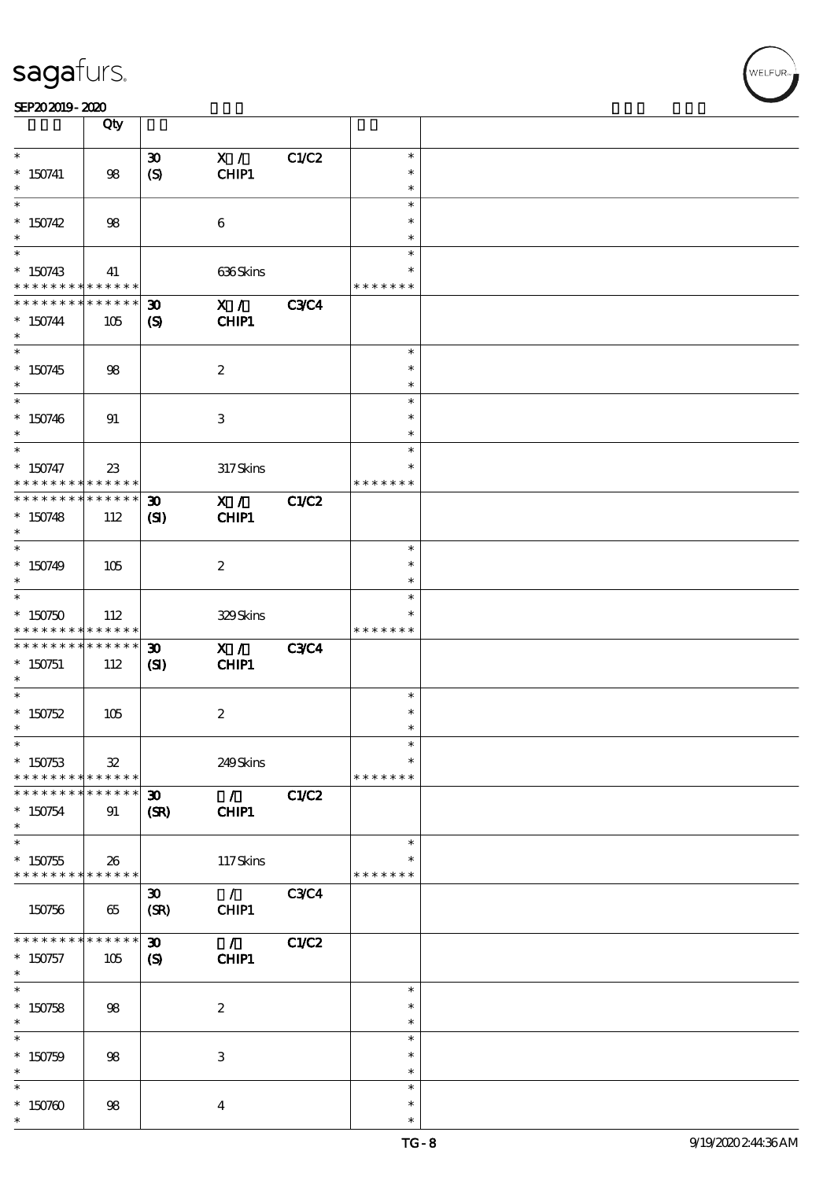| | Qty | | | | | |
|---|---|---|---|---|---|---|
| * 150741 * | 98 | 30 (S) | X / CHIP1 | C1/C2 | * * * | |
| * 150742 * | 98 | | 6 | | * * * | |
| * 150743 * * * * * * * * * * * * * * | 41 | | 636 Skins | | * * * * * * * * | |
| * * * * * * * * * * * * * * 150744 * | 105 | 30 (S) | X / CHIP1 | C3/C4 | | |
| * 150745 * | 98 | | 2 | | * * * | |
| * 150746 * | 91 | | 3 | | * * * | |
| * 150747 * * * * * * * * * * * * * * | 23 | | 317 Skins | | * * * * * * * * | |
| * * * * * * * * * * * * * * 150748 * | 112 | 30 (SI) | X / CHIP1 | C1/C2 | | |
| * 150749 * | 105 | | 2 | | * * * | |
| * 150750 * * * * * * * * * * * * * * | 112 | | 329 Skins | | * * * * * * * * | |
| * * * * * * * * * * * * * * 150751 * | 112 | 30 (SI) | X / CHIP1 | C3/C4 | | |
| * 150752 * | 105 | | 2 | | * * * | |
| * 150753 * * * * * * * * * * * * * * | 32 | | 249 Skins | | * * * * * * * * | |
| * * * * * * * * * * * * * * 150754 * | 91 | 30 (SR) | / CHIP1 | C1/C2 | | |
| * 150755 * * * * * * * * * * * * * * | 26 | | 117 Skins | | * * * * * * * * | |
| 150756 | 65 | 30 (SR) | / CHIP1 | C3/C4 | | |
| * * * * * * * * * * * * * * 150757 * | 105 | 30 (S) | / CHIP1 | C1/C2 | | |
| * 150758 * | 98 | | 2 | | * * * | |
| * 150759 * | 98 | | 3 | | * * * | |
| * 150760 * | 98 | | 4 | | * * * | |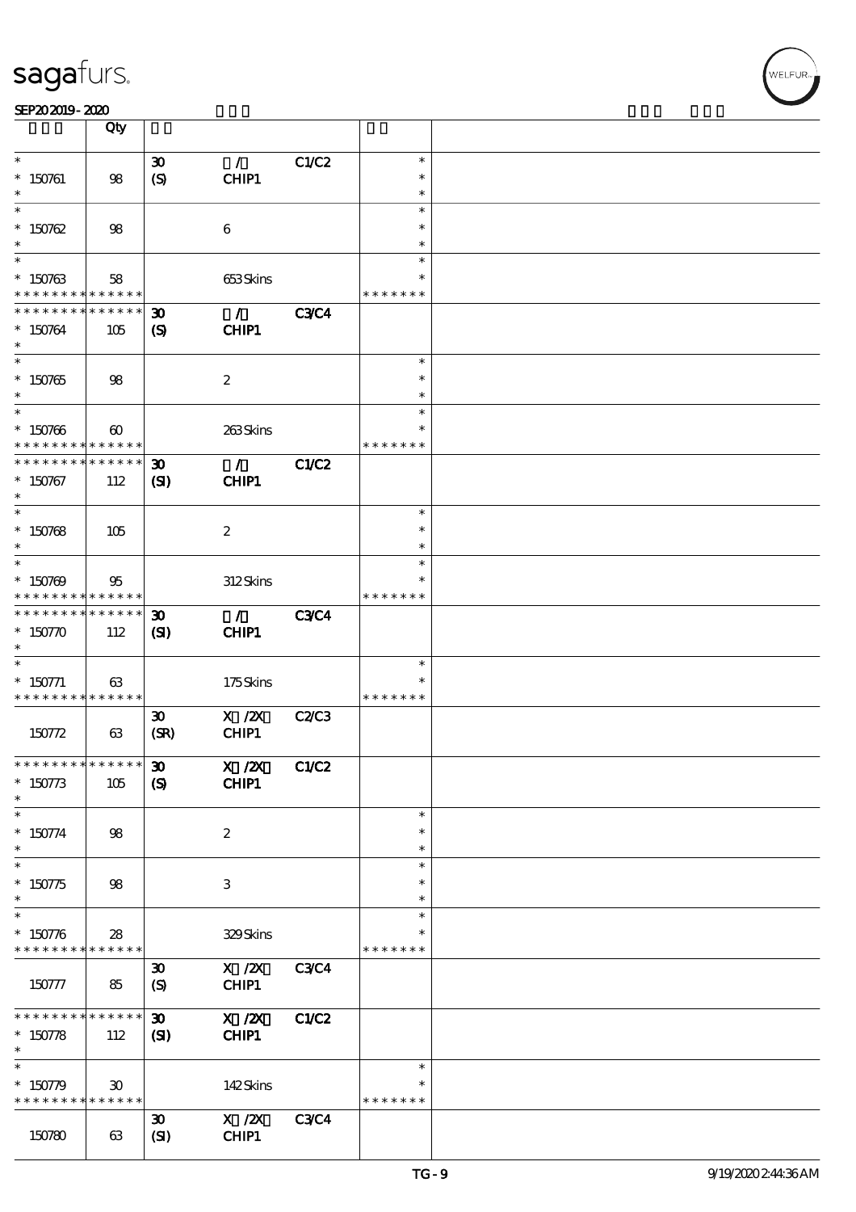sagafurs.

SEP20 2019 - 2020

| | Qty | | | | | |
|---|---|---|---|---|---|---|
| * | | 30 | / | C1/C2 | * | |
| * 150761 | 98 | (S) | CHIP1 | | * | |
| * | | | | | * | |
| * | | | | | * | |
| * 150762 | 98 | | 6 | | * | |
| * | | | | | * | |
| * | | | | | * | |
| * 150763 | 58 | | 653 Skins | | * | |
| * * * * * * * * * * * * * * | | | | | * * * * * * * | |
| * * * * * * * * * * * * * * | | 30 | / | C3/C4 | | |
| * 150764 | 105 | (S) | CHIP1 | | | |
| * | | | | | | |
| * | | | | | * | |
| * 150765 | 98 | | 2 | | * | |
| * | | | | | * | |
| * | | | | | * | |
| * 150766 | 60 | | 263 Skins | | * | |
| * * * * * * * * * * * * * * | | | | | * * * * * * * | |
| * * * * * * * * * * * * * * | | 30 | / | C1/C2 | | |
| * 150767 | 112 | (SI) | CHIP1 | | | |
| * | | | | | | |
| * | | | | | * | |
| * 150768 | 105 | | 2 | | * | |
| * | | | | | * | |
| * | | | | | * | |
| * 150769 | 95 | | 312 Skins | | * | |
| * * * * * * * * * * * * * * | | | | | * * * * * * * | |
| * * * * * * * * * * * * * * | | 30 | / | C3/C4 | | |
| * 150770 | 112 | (SI) | CHIP1 | | | |
| * | | | | | | |
| * | | | | | * | |
| * 150771 | 63 | | 175 Skins | | * | |
| * * * * * * * * * * * * * * | | | | | * * * * * * * | |
| 150772 | 63 | 30 (SR) | X /2X CHIP1 | C2/C3 | | |
| * * * * * * * * * * * * * * | | 30 | X /2X | C1/C2 | | |
| * 150773 | 105 | (S) | CHIP1 | | | |
| * | | | | | | |
| * | | | | | * | |
| * 150774 | 98 | | 2 | | * | |
| * | | | | | * | |
| * | | | | | * | |
| * 150775 | 98 | | 3 | | * | |
| * | | | | | * | |
| * | | | | | * | |
| * 150776 | 28 | | 329 Skins | | * | |
| * * * * * * * * * * * * * * | | | | | * * * * * * * | |
| 150777 | 85 | 30 (S) | X /2X CHIP1 | C3/C4 | | |
| * * * * * * * * * * * * * * | | 30 | X /2X | C1/C2 | | |
| * 150778 | 112 | (SI) | CHIP1 | | | |
| * | | | | | | |
| * | | | | | * | |
| * 150779 | 30 | | 142 Skins | | * | |
| * * * * * * * * * * * * * * | | | | | * * * * * * * | |
| 150780 | 63 | 30 (SI) | X /2X CHIP1 | C3/C4 | | |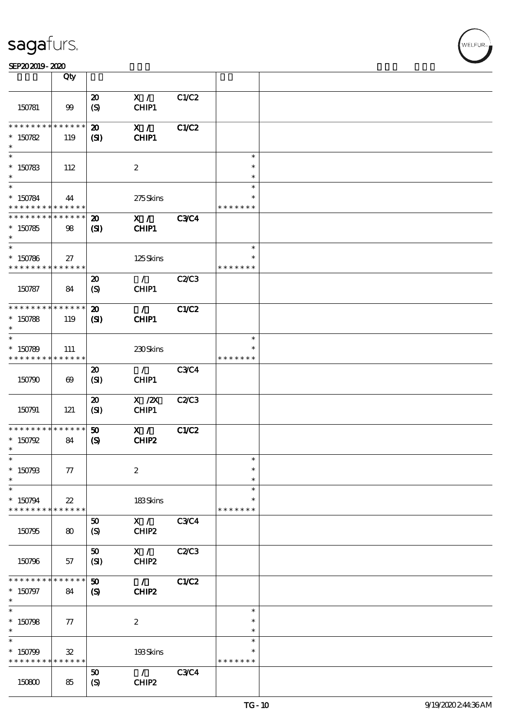| | Qty | | | | | |
|---|---|---|---|---|---|---|
| 150781 | 99 | 20 (S) | X / CHIP1 | C1/C2 | | |
| * * * * * * * * * * * * * * 150782 * | 119 | 20 (SI) | X / CHIP1 | C1/C2 | | |
| * * 150783 * | 112 | | 2 | | * * * | |
| * * 150784 * * * * * * * * * * * * * * | 44 | | 275 Skins | | * * * * * * * * | |
| * * * * * * * * * * * * * * 150785 * | 98 | 20 (SI) | X / CHIP1 | C3/C4 | | |
| * * 150786 * * * * * * * * * * * * * * | 27 | | 125 Skins | | * * * * * * * * | |
| 150787 | 84 | 20 (S) | / CHIP1 | C2/C3 | | |
| * * * * * * * * * * * * * * 150788 * | 119 | 20 (SI) | / CHIP1 | C1/C2 | | |
| * * 150789 * * * * * * * * * * * * * * | 111 | | 230 Skins | | * * * * * * * * | |
| 150790 | 69 | 20 (SI) | / CHIP1 | C3/C4 | | |
| 150791 | 121 | 20 (SI) | X /2X CHIP1 | C2/C3 | | |
| * * * * * * * * * * * * * * 150792 * | 84 | 50 (S) | X / CHIP2 | C1/C2 | | |
| * * 150793 * | 77 | | 2 | | * * * | |
| * * 150794 * * * * * * * * * * * * * * | 22 | | 183 Skins | | * * * * * * * * | |
| 150795 | 80 | 50 (S) | X / CHIP2 | C3/C4 | | |
| 150796 | 57 | 50 (SI) | X / CHIP2 | C2/C3 | | |
| * * * * * * * * * * * * * * 150797 * | 84 | 50 (S) | / CHIP2 | C1/C2 | | |
| * * 150798 * | 77 | | 2 | | * * * | |
| * * 150799 * * * * * * * * * * * * * * | 32 | | 193 Skins | | * * * * * * * * | |
| 150800 | 85 | 50 (S) | / CHIP2 | C3/C4 | | |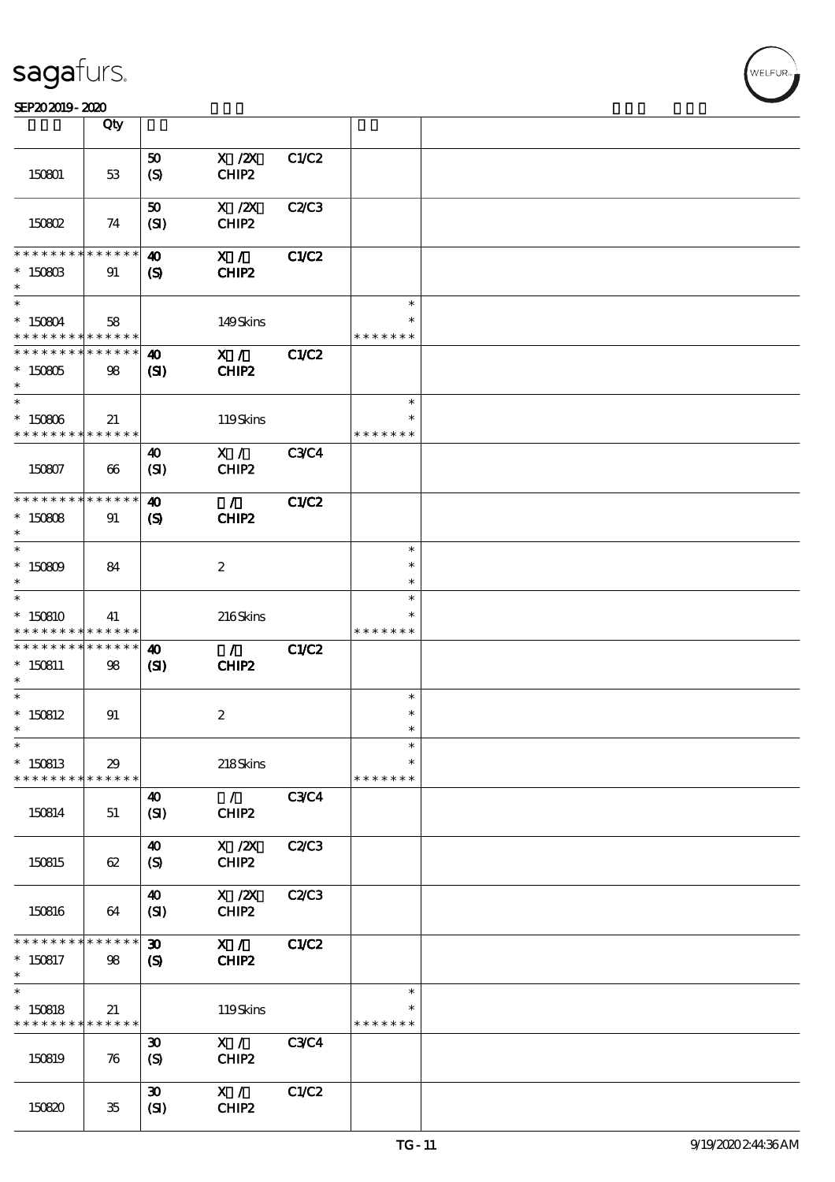| | Qty | | | | | |
|---|---|---|---|---|---|---|
| 150801 | 53 | 50 (S) | X /2X CHIP2 | C1/C2 | | |
| 150802 | 74 | 50 (SI) | X /2X CHIP2 | C2/C3 | | |
| * * * * * * * * * * * * * * 150803 * | 91 | 40 (S) | X / CHIP2 | C1/C2 | | |
| * * 150804 * * * * * * * * * * * * * * | 58 | | 149 Skins | | * * * * * * * * * | |
| * * * * * * * * * * * * * * 150805 * | 98 | 40 (SI) | X / CHIP2 | C1/C2 | | |
| * * 150806 * * * * * * * * * * * * * * | 21 | | 119 Skins | | * * * * * * * * * | |
| 150807 | 66 | 40 (SI) | X / CHIP2 | C3/C4 | | |
| * * * * * * * * * * * * * * 150808 * | 91 | 40 (S) | / CHIP2 | C1/C2 | | |
| * * 150809 * | 84 | | 2 | | * * * | |
| * * 150810 * * * * * * * * * * * * * * | 41 | | 216 Skins | | * * * * * * * * * | |
| * * * * * * * * * * * * * * 150811 * | 98 | 40 (SI) | / CHIP2 | C1/C2 | | |
| * * 150812 * | 91 | | 2 | | * * * | |
| * * 150813 * * * * * * * * * * * * * * | 29 | | 218 Skins | | * * * * * * * * * | |
| 150814 | 51 | 40 (SI) | / CHIP2 | C3/C4 | | |
| 150815 | 62 | 40 (S) | X /2X CHIP2 | C2/C3 | | |
| 150816 | 64 | 40 (SI) | X /2X CHIP2 | C2/C3 | | |
| * * * * * * * * * * * * * * 150817 * | 98 | 30 (S) | X / CHIP2 | C1/C2 | | |
| * * 150818 * * * * * * * * * * * * * * | 21 | | 119 Skins | | * * * * * * * * * | |
| 150819 | 76 | 30 (S) | X / CHIP2 | C3/C4 | | |
| 150820 | 35 | 30 (SI) | X / CHIP2 | C1/C2 | | |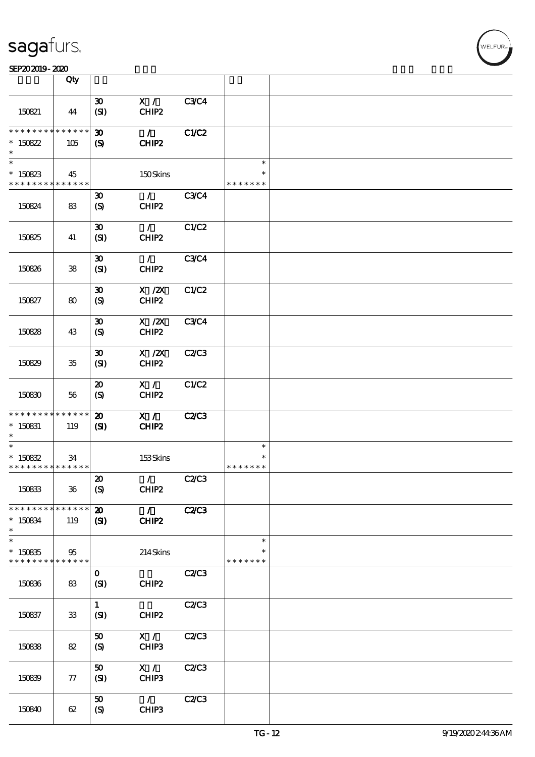| | Qty | | | | | |
|---|---|---|---|---|---|---|
| 150821 | 44 | 30 (SI) | X / CHIP2 | C3/C4 | | |
| * * * * * * * * * * * * * * * 150822 * | 105 | 30 (S) | / CHIP2 | C1/C2 | | |
| * * 150823 * * * * * * * * * * * * * * | 45 | | 150 Skins | | * * * * * * * * * | |
| 150824 | 83 | 30 (S) | / CHIP2 | C3/C4 | | |
| 150825 | 41 | 30 (SI) | / CHIP2 | C1/C2 | | |
| 150826 | 38 | 30 (SI) | / CHIP2 | C3/C4 | | |
| 150827 | 80 | 30 (S) | X /2X CHIP2 | C1/C2 | | |
| 150828 | 43 | 30 (S) | X /2X CHIP2 | C3/C4 | | |
| 150829 | 35 | 30 (SI) | X /2X CHIP2 | C2/C3 | | |
| 150830 | 56 | 20 (S) | X / CHIP2 | C1/C2 | | |
| * * * * * * * * * * * * * * * 150831 * | 119 | 20 (SI) | X / CHIP2 | C2/C3 | | |
| * * 150832 * * * * * * * * * * * * * * | 34 | | 153 Skins | | * * * * * * * * * | |
| 150833 | 36 | 20 (S) | / CHIP2 | C2/C3 | | |
| * * * * * * * * * * * * * * * 150834 * | 119 | 20 (SI) | / CHIP2 | C2/C3 | | |
| * * 150835 * * * * * * * * * * * * * * | 95 | | 214 Skins | | * * * * * * * * * | |
| 150836 | 83 | 0 (SI) | CHIP2 | C2/C3 | | |
| 150837 | 33 | 1 (SI) | CHIP2 | C2/C3 | | |
| 150838 | 82 | 50 (S) | X / CHIP3 | C2/C3 | | |
| 150839 | 77 | 50 (SI) | X / CHIP3 | C2/C3 | | |
| 150840 | 62 | 50 (S) | / CHIP3 | C2/C3 | | |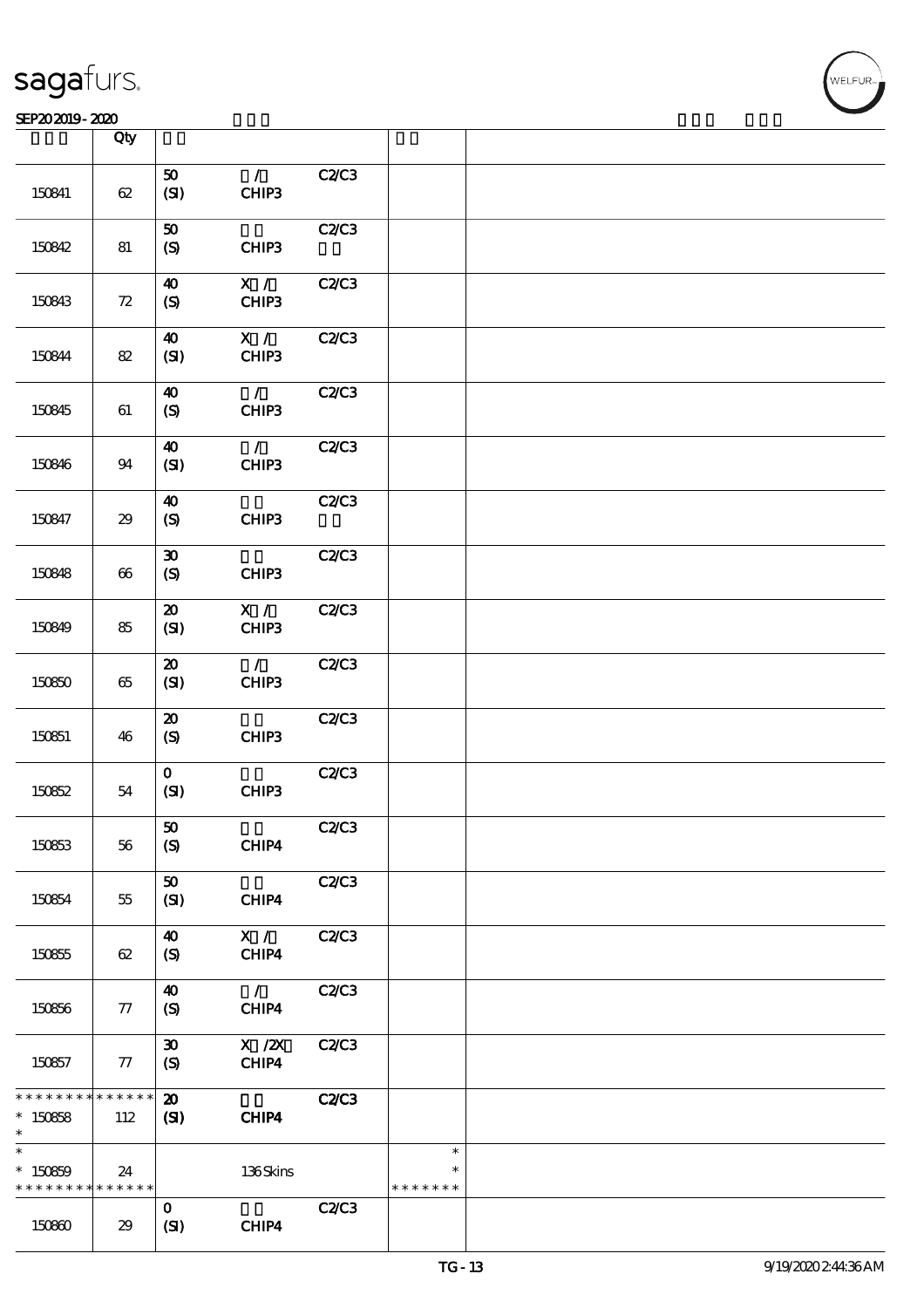| | Qty | | | | | |
|---|---|---|---|---|---|---|
| 150841 | 62 | 50 (SI) | / CHIP3 | C2/C3 | | |
| 150842 | 81 | 50 (S) | CHIP3 | C2/C3 | | |
| 150843 | 72 | 40 (S) | X / CHIP3 | C2/C3 | | |
| 150844 | 82 | 40 (SI) | X / CHIP3 | C2/C3 | | |
| 150845 | 61 | 40 (S) | / CHIP3 | C2/C3 | | |
| 150846 | 94 | 40 (SI) | / CHIP3 | C2/C3 | | |
| 150847 | 29 | 40 (S) | CHIP3 | C2/C3 | | |
| 150848 | 66 | 30 (S) | CHIP3 | C2/C3 | | |
| 150849 | 85 | 20 (SI) | X / CHIP3 | C2/C3 | | |
| 150850 | 65 | 20 (SI) | / CHIP3 | C2/C3 | | |
| 150851 | 46 | 20 (S) | CHIP3 | C2/C3 | | |
| 150852 | 54 | 0 (SI) | CHIP3 | C2/C3 | | |
| 150853 | 56 | 50 (S) | CHIP4 | C2/C3 | | |
| 150854 | 55 | 50 (SI) | CHIP4 | C2/C3 | | |
| 150855 | 62 | 40 (S) | X / CHIP4 | C2/C3 | | |
| 150856 | 77 | 40 (S) | / CHIP4 | C2/C3 | | |
| 150857 | 77 | 30 (S) | X /2X CHIP4 | C2/C3 | | |
| * * * * * * * * * * * * * * 150858 * | 112 | 20 (SI) | CHIP4 | C2/C3 | | |
| * * 150859 * * * * * * * * * * * * * | 24 | | 136 Skins | | * * * * * * * * * | |
| 150860 | 29 | 0 (SI) | CHIP4 | C2/C3 | | |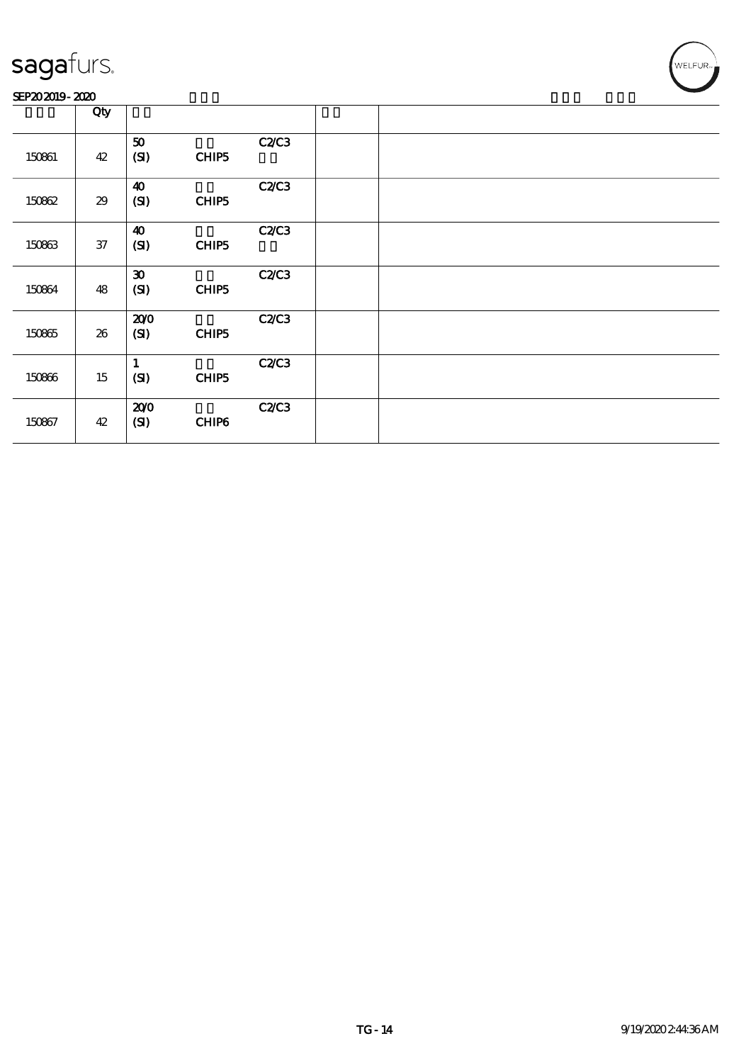| | Qty | | | | | |
|---|---|---|---|---|---|---|
| 150861 | 42 | 50<br>(SI) | CHIP5 | C2/C3 | | |
| 150862 | 29 | 40<br>(SI) | CHIP5 | C2/C3 | | |
| 150863 | 37 | 40<br>(SI) | CHIP5 | C2/C3 | | |
| 150864 | 48 | 30<br>(SI) | CHIP5 | C2/C3 | | |
| 150865 | 26 | 20/0<br>(SI) | CHIP5 | C2/C3 | | |
| 150866 | 15 | 1<br>(SI) | CHIP5 | C2/C3 | | |
| 150867 | 42 | 20/0<br>(SI) | CHIP6 | C2/C3 | | |